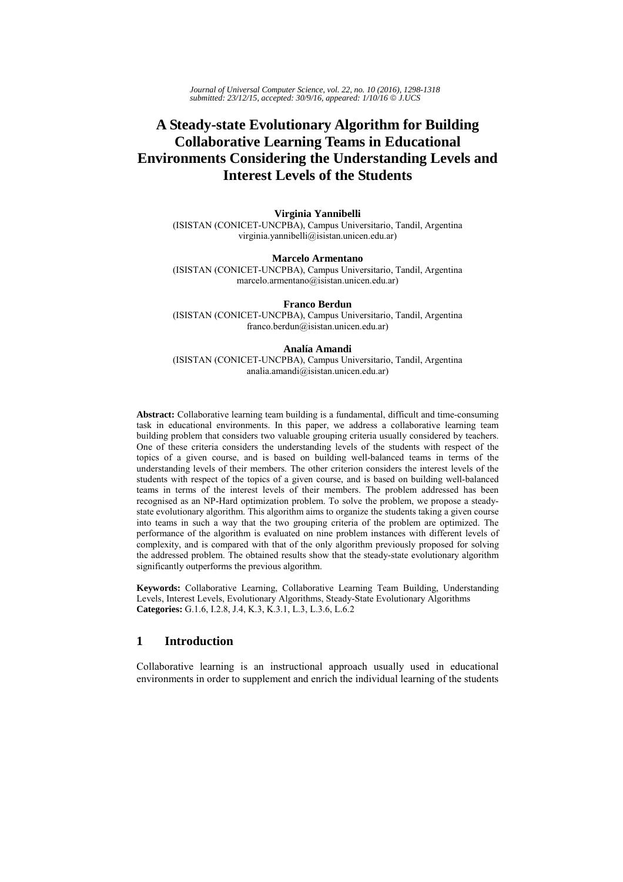# A Steady-state Evolutionary Algorithm for Building Collaborative Learning Teams in Educational Environments Considering the Understanding Levels and Interest Levels of the Students

**Virginia Yannibelli**
(ISISTAN (CONICET-UNCPBA), Campus Universitario, Tandil, Argentina
virginia.yannibelli@isistan.unicen.edu.ar)

**Marcelo Armentano**
(ISISTAN (CONICET-UNCPBA), Campus Universitario, Tandil, Argentina
marcelo.armentano@isistan.unicen.edu.ar)

**Franco Berdun**
(ISISTAN (CONICET-UNCPBA), Campus Universitario, Tandil, Argentina
franco.berdun@isistan.unicen.edu.ar)

**Analía Amandi**
(ISISTAN (CONICET-UNCPBA), Campus Universitario, Tandil, Argentina
analia.amandi@isistan.unicen.edu.ar)

**Abstract:** Collaborative learning team building is a fundamental, difficult and time-consuming task in educational environments. In this paper, we address a collaborative learning team building problem that considers two valuable grouping criteria usually considered by teachers. One of these criteria considers the understanding levels of the students with respect of the topics of a given course, and is based on building well-balanced teams in terms of the understanding levels of their members. The other criterion considers the interest levels of the students with respect of the topics of a given course, and is based on building well-balanced teams in terms of the interest levels of their members. The problem addressed has been recognised as an NP-Hard optimization problem. To solve the problem, we propose a steady-state evolutionary algorithm. This algorithm aims to organize the students taking a given course into teams in such a way that the two grouping criteria of the problem are optimized. The performance of the algorithm is evaluated on nine problem instances with different levels of complexity, and is compared with that of the only algorithm previously proposed for solving the addressed problem. The obtained results show that the steady-state evolutionary algorithm significantly outperforms the previous algorithm.

**Keywords:** Collaborative Learning, Collaborative Learning Team Building, Understanding Levels, Interest Levels, Evolutionary Algorithms, Steady-State Evolutionary Algorithms
**Categories:** G.1.6, I.2.8, J.4, K.3, K.3.1, L.3, L.3.6, L.6.2

## 1 Introduction

Collaborative learning is an instructional approach usually used in educational environments in order to supplement and enrich the individual learning of the students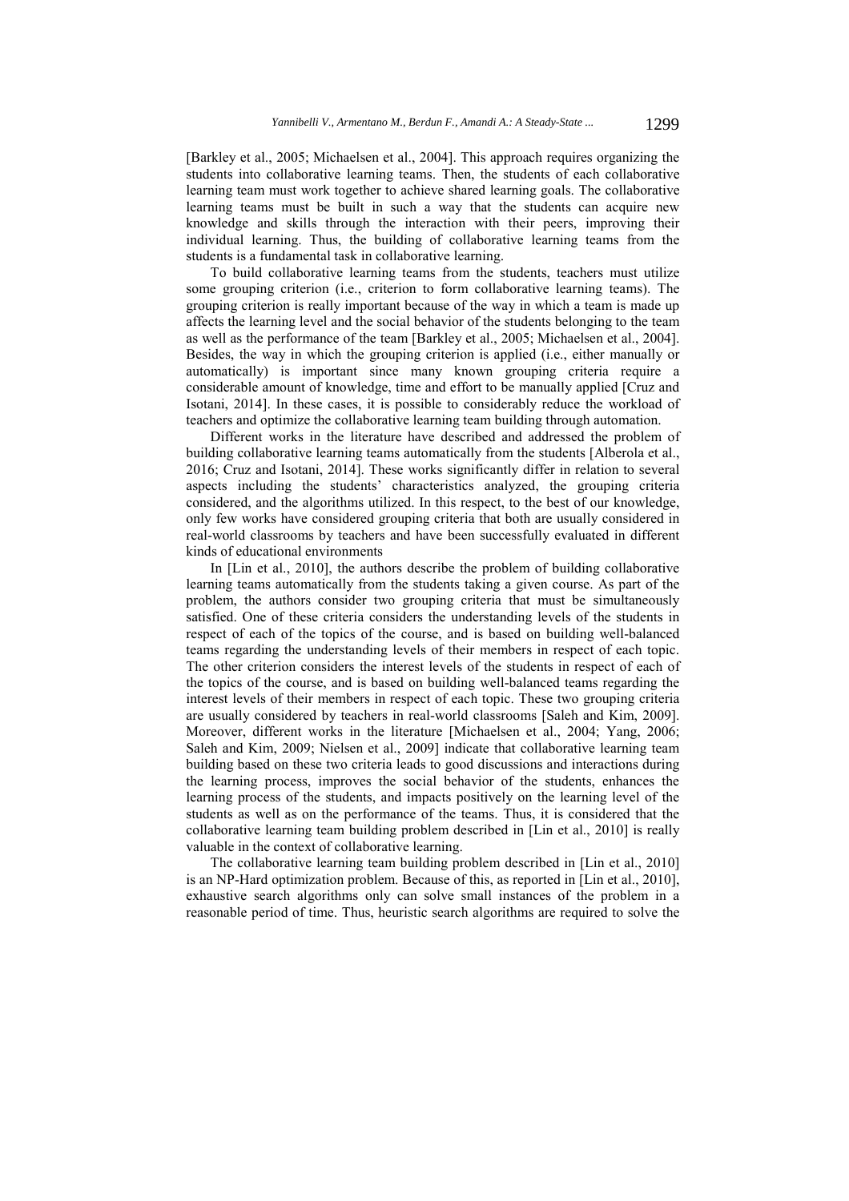[Barkley et al., 2005; Michaelsen et al., 2004]. This approach requires organizing the students into collaborative learning teams. Then, the students of each collaborative learning team must work together to achieve shared learning goals. The collaborative learning teams must be built in such a way that the students can acquire new knowledge and skills through the interaction with their peers, improving their individual learning. Thus, the building of collaborative learning teams from the students is a fundamental task in collaborative learning.

To build collaborative learning teams from the students, teachers must utilize some grouping criterion (i.e., criterion to form collaborative learning teams). The grouping criterion is really important because of the way in which a team is made up affects the learning level and the social behavior of the students belonging to the team as well as the performance of the team [Barkley et al., 2005; Michaelsen et al., 2004]. Besides, the way in which the grouping criterion is applied (i.e., either manually or automatically) is important since many known grouping criteria require a considerable amount of knowledge, time and effort to be manually applied [Cruz and Isotani, 2014]. In these cases, it is possible to considerably reduce the workload of teachers and optimize the collaborative learning team building through automation.

Different works in the literature have described and addressed the problem of building collaborative learning teams automatically from the students [Alberola et al., 2016; Cruz and Isotani, 2014]. These works significantly differ in relation to several aspects including the students' characteristics analyzed, the grouping criteria considered, and the algorithms utilized. In this respect, to the best of our knowledge, only few works have considered grouping criteria that both are usually considered in real-world classrooms by teachers and have been successfully evaluated in different kinds of educational environments

In [Lin et al., 2010], the authors describe the problem of building collaborative learning teams automatically from the students taking a given course. As part of the problem, the authors consider two grouping criteria that must be simultaneously satisfied. One of these criteria considers the understanding levels of the students in respect of each of the topics of the course, and is based on building well-balanced teams regarding the understanding levels of their members in respect of each topic. The other criterion considers the interest levels of the students in respect of each of the topics of the course, and is based on building well-balanced teams regarding the interest levels of their members in respect of each topic. These two grouping criteria are usually considered by teachers in real-world classrooms [Saleh and Kim, 2009]. Moreover, different works in the literature [Michaelsen et al., 2004; Yang, 2006; Saleh and Kim, 2009; Nielsen et al., 2009] indicate that collaborative learning team building based on these two criteria leads to good discussions and interactions during the learning process, improves the social behavior of the students, enhances the learning process of the students, and impacts positively on the learning level of the students as well as on the performance of the teams. Thus, it is considered that the collaborative learning team building problem described in [Lin et al., 2010] is really valuable in the context of collaborative learning.

The collaborative learning team building problem described in [Lin et al., 2010] is an NP-Hard optimization problem. Because of this, as reported in [Lin et al., 2010], exhaustive search algorithms only can solve small instances of the problem in a reasonable period of time. Thus, heuristic search algorithms are required to solve the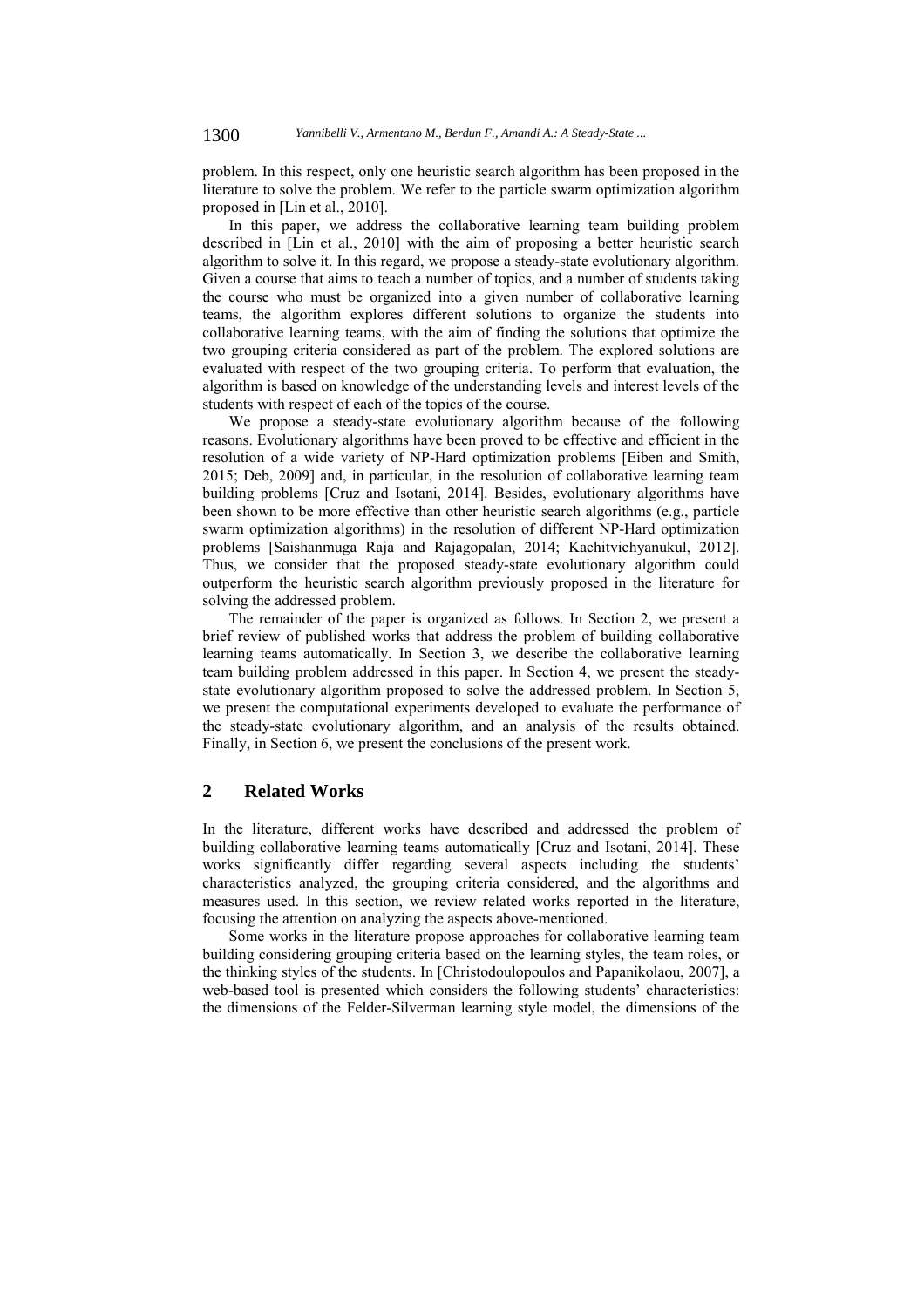problem. In this respect, only one heuristic search algorithm has been proposed in the literature to solve the problem. We refer to the particle swarm optimization algorithm proposed in [Lin et al., 2010].

In this paper, we address the collaborative learning team building problem described in [Lin et al., 2010] with the aim of proposing a better heuristic search algorithm to solve it. In this regard, we propose a steady-state evolutionary algorithm. Given a course that aims to teach a number of topics, and a number of students taking the course who must be organized into a given number of collaborative learning teams, the algorithm explores different solutions to organize the students into collaborative learning teams, with the aim of finding the solutions that optimize the two grouping criteria considered as part of the problem. The explored solutions are evaluated with respect of the two grouping criteria. To perform that evaluation, the algorithm is based on knowledge of the understanding levels and interest levels of the students with respect of each of the topics of the course.

We propose a steady-state evolutionary algorithm because of the following reasons. Evolutionary algorithms have been proved to be effective and efficient in the resolution of a wide variety of NP-Hard optimization problems [Eiben and Smith, 2015; Deb, 2009] and, in particular, in the resolution of collaborative learning team building problems [Cruz and Isotani, 2014]. Besides, evolutionary algorithms have been shown to be more effective than other heuristic search algorithms (e.g., particle swarm optimization algorithms) in the resolution of different NP-Hard optimization problems [Saishanmuga Raja and Rajagopalan, 2014; Kachitvichyanukul, 2012]. Thus, we consider that the proposed steady-state evolutionary algorithm could outperform the heuristic search algorithm previously proposed in the literature for solving the addressed problem.

The remainder of the paper is organized as follows. In Section 2, we present a brief review of published works that address the problem of building collaborative learning teams automatically. In Section 3, we describe the collaborative learning team building problem addressed in this paper. In Section 4, we present the steady-state evolutionary algorithm proposed to solve the addressed problem. In Section 5, we present the computational experiments developed to evaluate the performance of the steady-state evolutionary algorithm, and an analysis of the results obtained. Finally, in Section 6, we present the conclusions of the present work.

## 2 Related Works

In the literature, different works have described and addressed the problem of building collaborative learning teams automatically [Cruz and Isotani, 2014]. These works significantly differ regarding several aspects including the students' characteristics analyzed, the grouping criteria considered, and the algorithms and measures used. In this section, we review related works reported in the literature, focusing the attention on analyzing the aspects above-mentioned.

Some works in the literature propose approaches for collaborative learning team building considering grouping criteria based on the learning styles, the team roles, or the thinking styles of the students. In [Christodoulopoulos and Papanikolaou, 2007], a web-based tool is presented which considers the following students' characteristics: the dimensions of the Felder-Silverman learning style model, the dimensions of the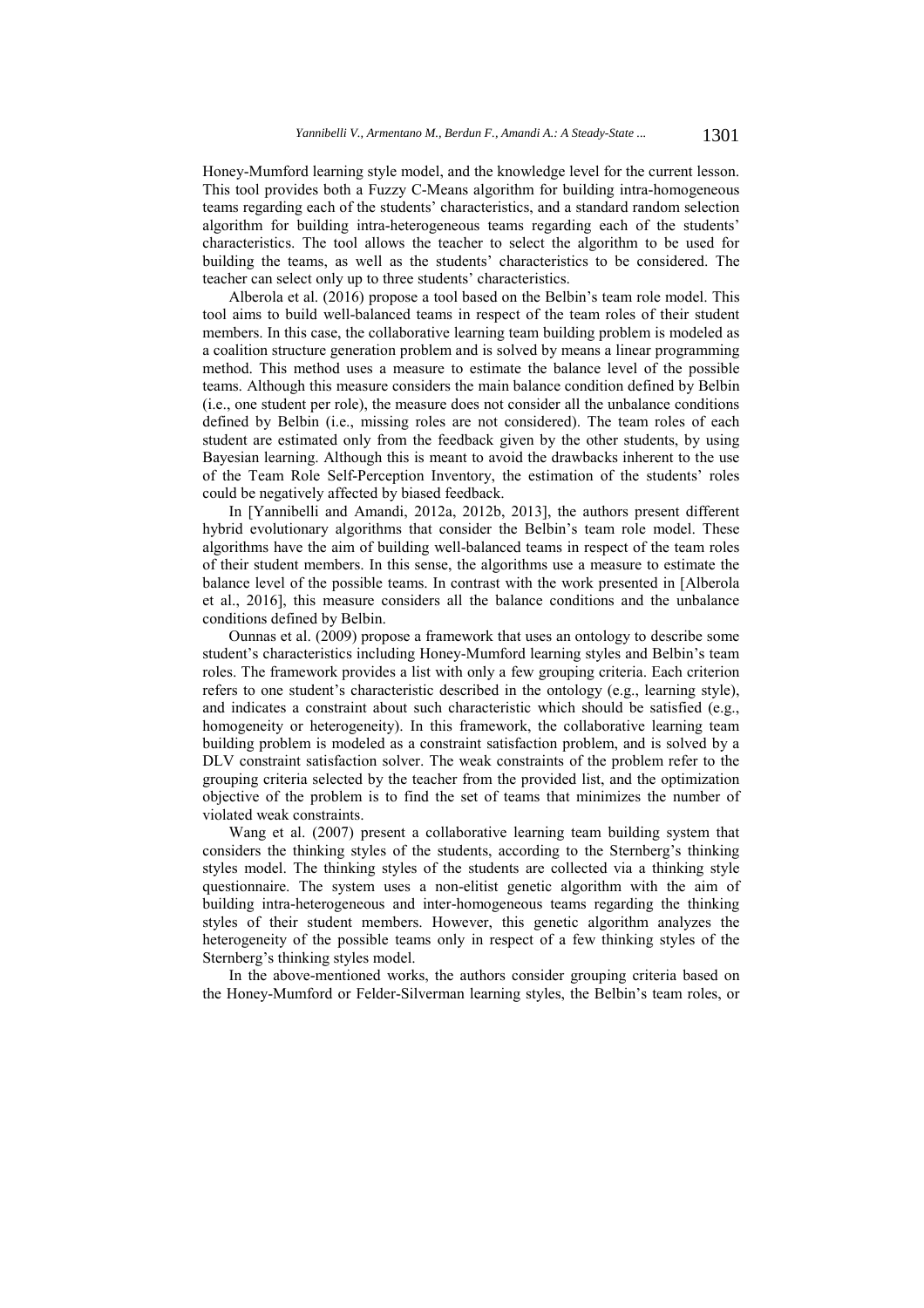Honey-Mumford learning style model, and the knowledge level for the current lesson. This tool provides both a Fuzzy C-Means algorithm for building intra-homogeneous teams regarding each of the students' characteristics, and a standard random selection algorithm for building intra-heterogeneous teams regarding each of the students' characteristics. The tool allows the teacher to select the algorithm to be used for building the teams, as well as the students' characteristics to be considered. The teacher can select only up to three students' characteristics.

Alberola et al. (2016) propose a tool based on the Belbin's team role model. This tool aims to build well-balanced teams in respect of the team roles of their student members. In this case, the collaborative learning team building problem is modeled as a coalition structure generation problem and is solved by means a linear programming method. This method uses a measure to estimate the balance level of the possible teams. Although this measure considers the main balance condition defined by Belbin (i.e., one student per role), the measure does not consider all the unbalance conditions defined by Belbin (i.e., missing roles are not considered). The team roles of each student are estimated only from the feedback given by the other students, by using Bayesian learning. Although this is meant to avoid the drawbacks inherent to the use of the Team Role Self-Perception Inventory, the estimation of the students' roles could be negatively affected by biased feedback.

In [Yannibelli and Amandi, 2012a, 2012b, 2013], the authors present different hybrid evolutionary algorithms that consider the Belbin's team role model. These algorithms have the aim of building well-balanced teams in respect of the team roles of their student members. In this sense, the algorithms use a measure to estimate the balance level of the possible teams. In contrast with the work presented in [Alberola et al., 2016], this measure considers all the balance conditions and the unbalance conditions defined by Belbin.

Ounnas et al. (2009) propose a framework that uses an ontology to describe some student's characteristics including Honey-Mumford learning styles and Belbin's team roles. The framework provides a list with only a few grouping criteria. Each criterion refers to one student's characteristic described in the ontology (e.g., learning style), and indicates a constraint about such characteristic which should be satisfied (e.g., homogeneity or heterogeneity). In this framework, the collaborative learning team building problem is modeled as a constraint satisfaction problem, and is solved by a DLV constraint satisfaction solver. The weak constraints of the problem refer to the grouping criteria selected by the teacher from the provided list, and the optimization objective of the problem is to find the set of teams that minimizes the number of violated weak constraints.

Wang et al. (2007) present a collaborative learning team building system that considers the thinking styles of the students, according to the Sternberg's thinking styles model. The thinking styles of the students are collected via a thinking style questionnaire. The system uses a non-elitist genetic algorithm with the aim of building intra-heterogeneous and inter-homogeneous teams regarding the thinking styles of their student members. However, this genetic algorithm analyzes the heterogeneity of the possible teams only in respect of a few thinking styles of the Sternberg's thinking styles model.

In the above-mentioned works, the authors consider grouping criteria based on the Honey-Mumford or Felder-Silverman learning styles, the Belbin's team roles, or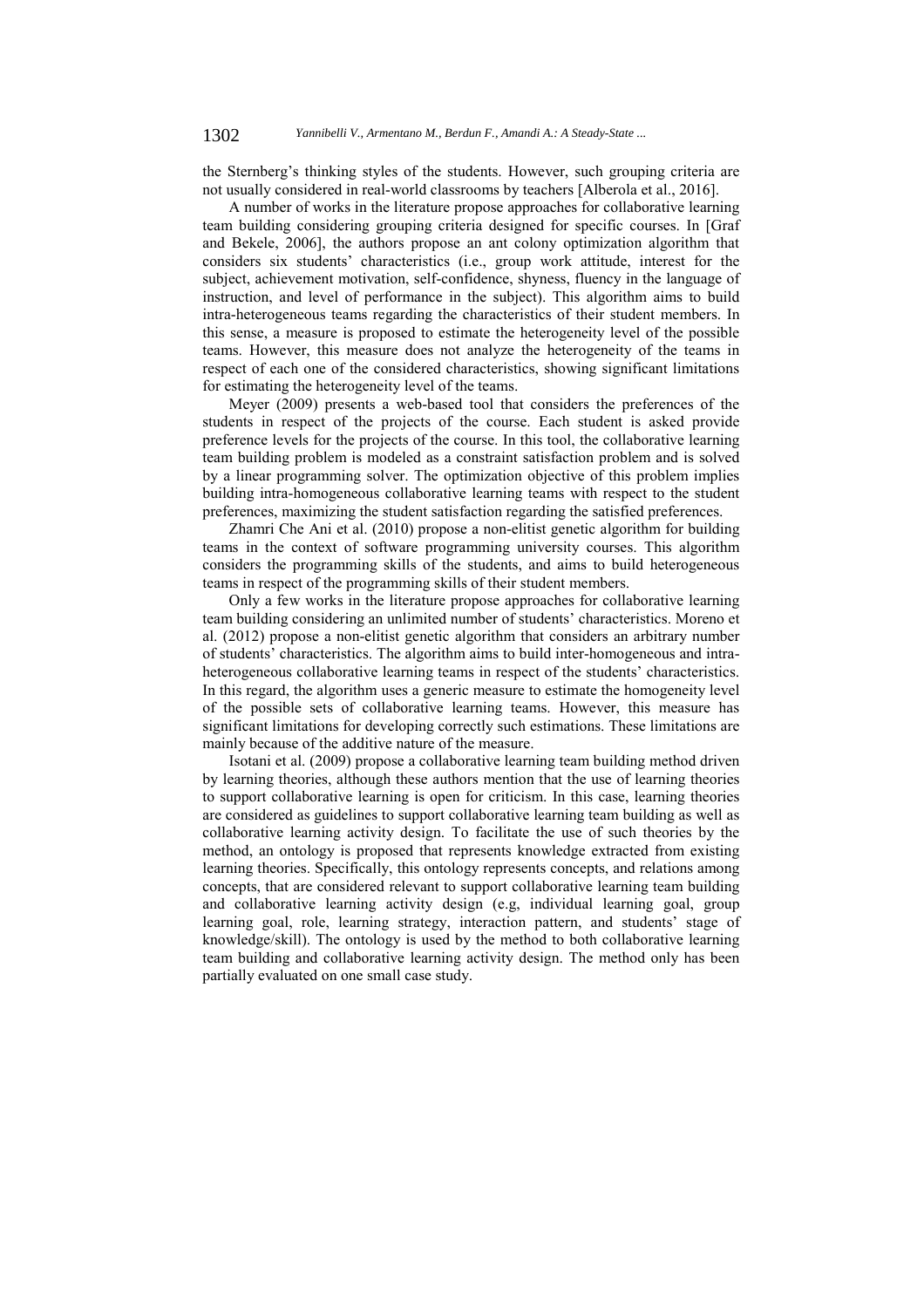the Sternberg's thinking styles of the students. However, such grouping criteria are not usually considered in real-world classrooms by teachers [Alberola et al., 2016].

A number of works in the literature propose approaches for collaborative learning team building considering grouping criteria designed for specific courses. In [Graf and Bekele, 2006], the authors propose an ant colony optimization algorithm that considers six students' characteristics (i.e., group work attitude, interest for the subject, achievement motivation, self-confidence, shyness, fluency in the language of instruction, and level of performance in the subject). This algorithm aims to build intra-heterogeneous teams regarding the characteristics of their student members. In this sense, a measure is proposed to estimate the heterogeneity level of the possible teams. However, this measure does not analyze the heterogeneity of the teams in respect of each one of the considered characteristics, showing significant limitations for estimating the heterogeneity level of the teams.

Meyer (2009) presents a web-based tool that considers the preferences of the students in respect of the projects of the course. Each student is asked provide preference levels for the projects of the course. In this tool, the collaborative learning team building problem is modeled as a constraint satisfaction problem and is solved by a linear programming solver. The optimization objective of this problem implies building intra-homogeneous collaborative learning teams with respect to the student preferences, maximizing the student satisfaction regarding the satisfied preferences.

Zhamri Che Ani et al. (2010) propose a non-elitist genetic algorithm for building teams in the context of software programming university courses. This algorithm considers the programming skills of the students, and aims to build heterogeneous teams in respect of the programming skills of their student members.

Only a few works in the literature propose approaches for collaborative learning team building considering an unlimited number of students' characteristics. Moreno et al. (2012) propose a non-elitist genetic algorithm that considers an arbitrary number of students' characteristics. The algorithm aims to build inter-homogeneous and intra-heterogeneous collaborative learning teams in respect of the students' characteristics. In this regard, the algorithm uses a generic measure to estimate the homogeneity level of the possible sets of collaborative learning teams. However, this measure has significant limitations for developing correctly such estimations. These limitations are mainly because of the additive nature of the measure.

Isotani et al. (2009) propose a collaborative learning team building method driven by learning theories, although these authors mention that the use of learning theories to support collaborative learning is open for criticism. In this case, learning theories are considered as guidelines to support collaborative learning team building as well as collaborative learning activity design. To facilitate the use of such theories by the method, an ontology is proposed that represents knowledge extracted from existing learning theories. Specifically, this ontology represents concepts, and relations among concepts, that are considered relevant to support collaborative learning team building and collaborative learning activity design (e.g, individual learning goal, group learning goal, role, learning strategy, interaction pattern, and students' stage of knowledge/skill). The ontology is used by the method to both collaborative learning team building and collaborative learning activity design. The method only has been partially evaluated on one small case study.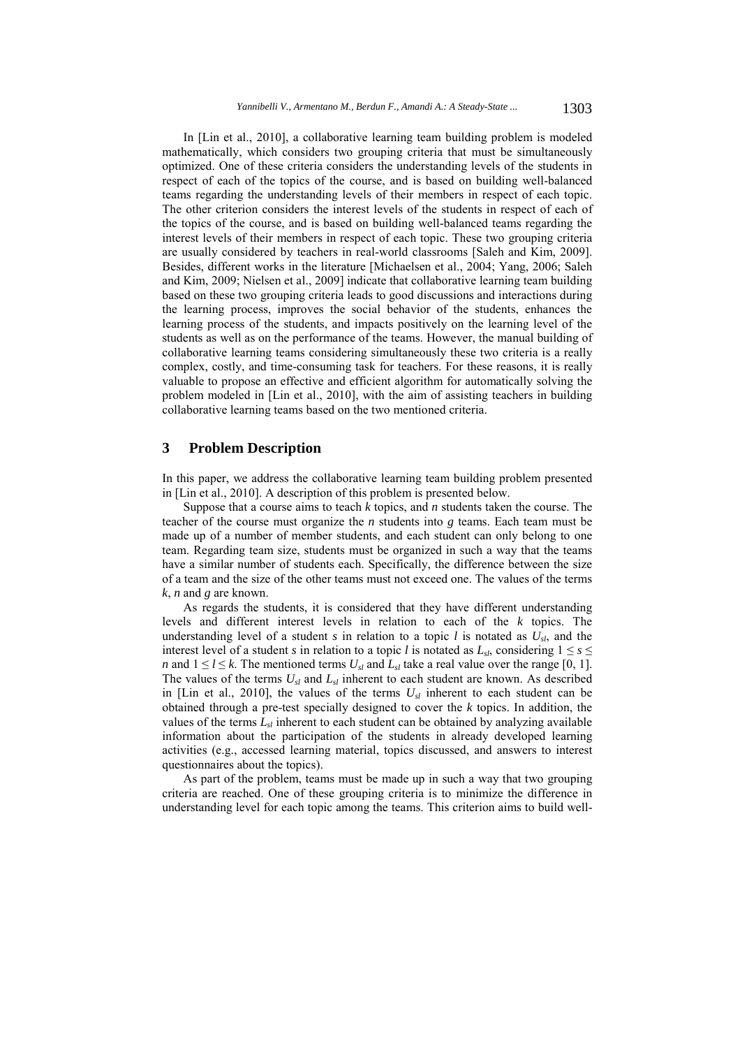In [Lin et al., 2010], a collaborative learning team building problem is modeled mathematically, which considers two grouping criteria that must be simultaneously optimized. One of these criteria considers the understanding levels of the students in respect of each of the topics of the course, and is based on building well-balanced teams regarding the understanding levels of their members in respect of each topic. The other criterion considers the interest levels of the students in respect of each of the topics of the course, and is based on building well-balanced teams regarding the interest levels of their members in respect of each topic. These two grouping criteria are usually considered by teachers in real-world classrooms [Saleh and Kim, 2009]. Besides, different works in the literature [Michaelsen et al., 2004; Yang, 2006; Saleh and Kim, 2009; Nielsen et al., 2009] indicate that collaborative learning team building based on these two grouping criteria leads to good discussions and interactions during the learning process, improves the social behavior of the students, enhances the learning process of the students, and impacts positively on the learning level of the students as well as on the performance of the teams. However, the manual building of collaborative learning teams considering simultaneously these two criteria is a really complex, costly, and time-consuming task for teachers. For these reasons, it is really valuable to propose an effective and efficient algorithm for automatically solving the problem modeled in [Lin et al., 2010], with the aim of assisting teachers in building collaborative learning teams based on the two mentioned criteria.

## 3 Problem Description

In this paper, we address the collaborative learning team building problem presented in [Lin et al., 2010]. A description of this problem is presented below.

Suppose that a course aims to teach $k$ topics, and $n$ students taken the course. The teacher of the course must organize the $n$ students into $g$ teams. Each team must be made up of a number of member students, and each student can only belong to one team. Regarding team size, students must be organized in such a way that the teams have a similar number of students each. Specifically, the difference between the size of a team and the size of the other teams must not exceed one. The values of the terms $k$, $n$ and $g$ are known.

As regards the students, it is considered that they have different understanding levels and different interest levels in relation to each of the $k$ topics. The understanding level of a student $s$ in relation to a topic $l$ is notated as $U_{sl}$, and the interest level of a student $s$ in relation to a topic $l$ is notated as $L_{sl}$, considering $1 \leq s \leq n$ and $1 \leq l \leq k$. The mentioned terms $U_{sl}$ and $L_{sl}$ take a real value over the range [0, 1]. The values of the terms $U_{sl}$ and $L_{sl}$ inherent to each student are known. As described in [Lin et al., 2010], the values of the terms $U_{sl}$ inherent to each student can be obtained through a pre-test specially designed to cover the $k$ topics. In addition, the values of the terms $L_{sl}$ inherent to each student can be obtained by analyzing available information about the participation of the students in already developed learning activities (e.g., accessed learning material, topics discussed, and answers to interest questionnaires about the topics).

As part of the problem, teams must be made up in such a way that two grouping criteria are reached. One of these grouping criteria is to minimize the difference in understanding level for each topic among the teams. This criterion aims to build well-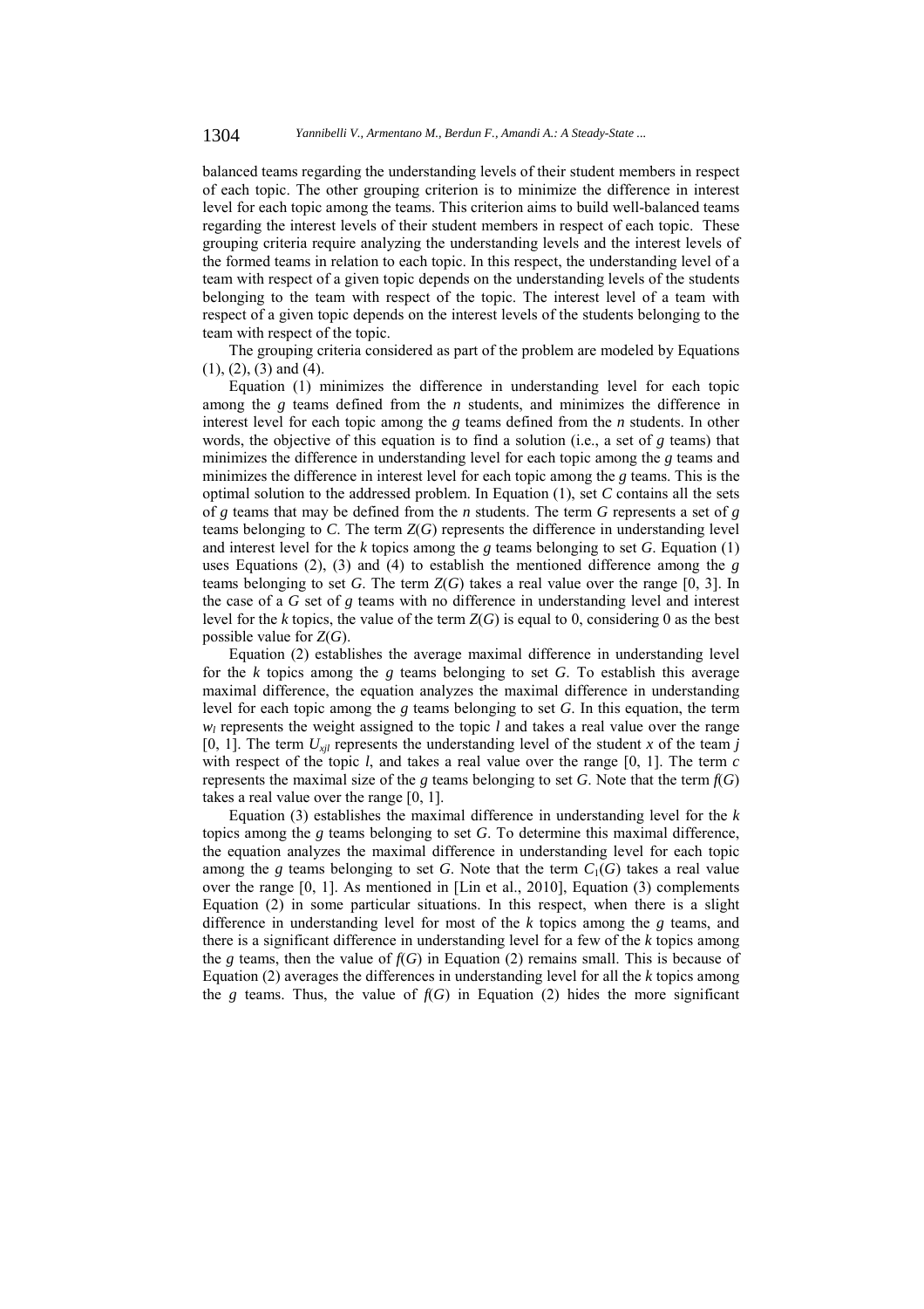balanced teams regarding the understanding levels of their student members in respect of each topic. The other grouping criterion is to minimize the difference in interest level for each topic among the teams. This criterion aims to build well-balanced teams regarding the interest levels of their student members in respect of each topic. These grouping criteria require analyzing the understanding levels and the interest levels of the formed teams in relation to each topic. In this respect, the understanding level of a team with respect of a given topic depends on the understanding levels of the students belonging to the team with respect of the topic. The interest level of a team with respect of a given topic depends on the interest levels of the students belonging to the team with respect of the topic.

The grouping criteria considered as part of the problem are modeled by Equations (1), (2), (3) and (4).

Equation (1) minimizes the difference in understanding level for each topic among the $g$ teams defined from the $n$ students, and minimizes the difference in interest level for each topic among the $g$ teams defined from the $n$ students. In other words, the objective of this equation is to find a solution (i.e., a set of $g$ teams) that minimizes the difference in understanding level for each topic among the $g$ teams and minimizes the difference in interest level for each topic among the $g$ teams. This is the optimal solution to the addressed problem. In Equation (1), set $C$ contains all the sets of $g$ teams that may be defined from the $n$ students. The term $G$ represents a set of $g$ teams belonging to $C$. The term $Z(G)$ represents the difference in understanding level and interest level for the $k$ topics among the $g$ teams belonging to set $G$. Equation (1) uses Equations (2), (3) and (4) to establish the mentioned difference among the $g$ teams belonging to set $G$. The term $Z(G)$ takes a real value over the range [0, 3]. In the case of a $G$ set of $g$ teams with no difference in understanding level and interest level for the $k$ topics, the value of the term $Z(G)$ is equal to 0, considering 0 as the best possible value for $Z(G)$.

Equation (2) establishes the average maximal difference in understanding level for the $k$ topics among the $g$ teams belonging to set $G$. To establish this average maximal difference, the equation analyzes the maximal difference in understanding level for each topic among the $g$ teams belonging to set $G$. In this equation, the term $w_l$ represents the weight assigned to the topic $l$ and takes a real value over the range [0, 1]. The term $U_{xjl}$ represents the understanding level of the student $x$ of the team $j$ with respect of the topic $l$, and takes a real value over the range [0, 1]. The term $c$ represents the maximal size of the $g$ teams belonging to set $G$. Note that the term $f(G)$ takes a real value over the range [0, 1].

Equation (3) establishes the maximal difference in understanding level for the $k$ topics among the $g$ teams belonging to set $G$. To determine this maximal difference, the equation analyzes the maximal difference in understanding level for each topic among the $g$ teams belonging to set $G$. Note that the term $C_1(G)$ takes a real value over the range [0, 1]. As mentioned in [Lin et al., 2010], Equation (3) complements Equation (2) in some particular situations. In this respect, when there is a slight difference in understanding level for most of the $k$ topics among the $g$ teams, and there is a significant difference in understanding level for a few of the $k$ topics among the $g$ teams, then the value of $f(G)$ in Equation (2) remains small. This is because of Equation (2) averages the differences in understanding level for all the $k$ topics among the $g$ teams. Thus, the value of $f(G)$ in Equation (2) hides the more significant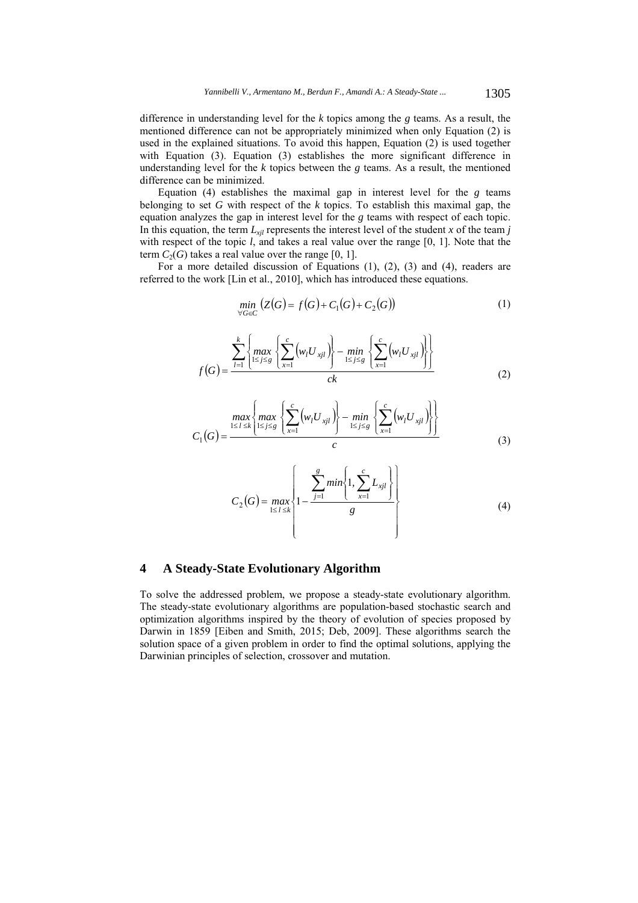difference in understanding level for the *k* topics among the *g* teams. As a result, the mentioned difference can not be appropriately minimized when only Equation (2) is used in the explained situations. To avoid this happen, Equation (2) is used together with Equation (3). Equation (3) establishes the more significant difference in understanding level for the *k* topics between the *g* teams. As a result, the mentioned difference can be minimized.

Equation (4) establishes the maximal gap in interest level for the *g* teams belonging to set *G* with respect of the *k* topics. To establish this maximal gap, the equation analyzes the gap in interest level for the *g* teams with respect of each topic. In this equation, the term $L_{xjl}$ represents the interest level of the student *x* of the team *j* with respect of the topic *l*, and takes a real value over the range [0, 1]. Note that the term $C_2(G)$ takes a real value over the range [0, 1].

For a more detailed discussion of Equations (1), (2), (3) and (4), readers are referred to the work [Lin et al., 2010], which has introduced these equations.

$$\min_{\forall G \in C} \left( Z(G) = f(G) + C_1(G) + C_2(G) \right) \tag{1}$$

$$f(G) = \frac{\sum_{l=1}^{k} \left\{ \max_{1 \le j \le g} \left\{ \sum_{x=1}^{c} \left( w_l U_{xjl} \right) \right\} - \min_{1 \le j \le g} \left\{ \sum_{x=1}^{c} \left( w_l U_{xjl} \right) \right\} \right\}}{ck} \tag{2}$$

$$C_1(G) = \frac{\max_{1 \le l \le k} \left\{ \max_{1 \le j \le g} \left\{ \sum_{x=1}^{c} \left( w_l U_{xjl} \right) \right\} - \min_{1 \le j \le g} \left\{ \sum_{x=1}^{c} \left( w_l U_{xjl} \right) \right\} \right\}}{c} \tag{3}$$

$$C_2(G) = \max_{1 \le l \le k} \left\{ 1 - \frac{\sum_{j=1}^{g} \min \left\{ 1, \sum_{x=1}^{c} L_{xjl} \right\}}{g} \right\} \tag{4}$$

## 4 A Steady-State Evolutionary Algorithm

To solve the addressed problem, we propose a steady-state evolutionary algorithm. The steady-state evolutionary algorithms are population-based stochastic search and optimization algorithms inspired by the theory of evolution of species proposed by Darwin in 1859 [Eiben and Smith, 2015; Deb, 2009]. These algorithms search the solution space of a given problem in order to find the optimal solutions, applying the Darwinian principles of selection, crossover and mutation.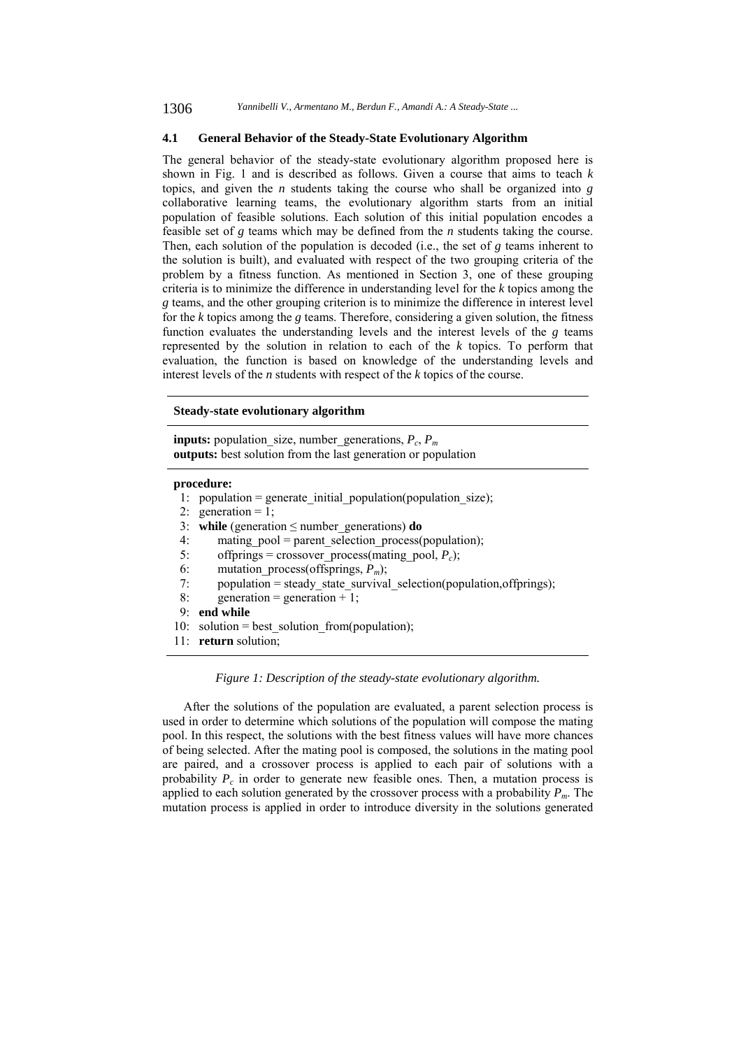### 4.1 General Behavior of the Steady-State Evolutionary Algorithm

The general behavior of the steady-state evolutionary algorithm proposed here is shown in Fig. 1 and is described as follows. Given a course that aims to teach $k$ topics, and given the $n$ students taking the course who shall be organized into $g$ collaborative learning teams, the evolutionary algorithm starts from an initial population of feasible solutions. Each solution of this initial population encodes a feasible set of $g$ teams which may be defined from the $n$ students taking the course. Then, each solution of the population is decoded (i.e., the set of $g$ teams inherent to the solution is built), and evaluated with respect of the two grouping criteria of the problem by a fitness function. As mentioned in Section 3, one of these grouping criteria is to minimize the difference in understanding level for the $k$ topics among the $g$ teams, and the other grouping criterion is to minimize the difference in interest level for the $k$ topics among the $g$ teams. Therefore, considering a given solution, the fitness function evaluates the understanding levels and the interest levels of the $g$ teams represented by the solution in relation to each of the $k$ topics. To perform that evaluation, the function is based on knowledge of the understanding levels and interest levels of the $n$ students with respect of the $k$ topics of the course.

**Steady-state evolutionary algorithm**

**inputs:** population_size, number_generations, $P_c$, $P_m$
**outputs:** best solution from the last generation or population

**procedure:**

```
 1:  population = generate_initial_population(population_size);
 2:  generation = 1;
 3:  while (generation ≤ number_generations) do
 4:      mating_pool = parent_selection_process(population);
 5:      offprings = crossover_process(mating_pool, Pc);
 6:      mutation_process(offsprings, Pm);
 7:      population = steady_state_survival_selection(population,offprings);
 8:      generation = generation + 1;
 9:  end while
10:  solution = best_solution_from(population);
11:  return solution;
```

*Figure 1: Description of the steady-state evolutionary algorithm.*

After the solutions of the population are evaluated, a parent selection process is used in order to determine which solutions of the population will compose the mating pool. In this respect, the solutions with the best fitness values will have more chances of being selected. After the mating pool is composed, the solutions in the mating pool are paired, and a crossover process is applied to each pair of solutions with a probability $P_c$ in order to generate new feasible ones. Then, a mutation process is applied to each solution generated by the crossover process with a probability $P_m$. The mutation process is applied in order to introduce diversity in the solutions generated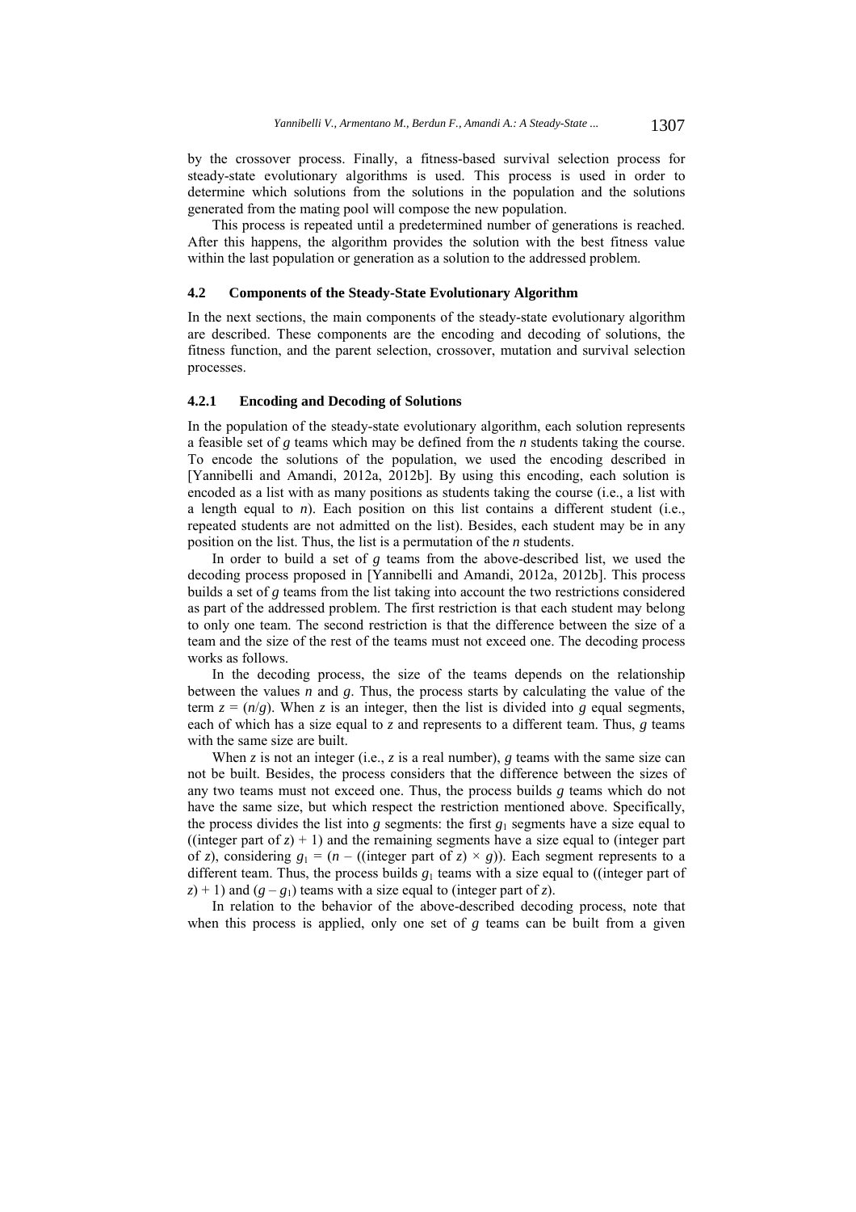by the crossover process. Finally, a fitness-based survival selection process for steady-state evolutionary algorithms is used. This process is used in order to determine which solutions from the solutions in the population and the solutions generated from the mating pool will compose the new population.

This process is repeated until a predetermined number of generations is reached. After this happens, the algorithm provides the solution with the best fitness value within the last population or generation as a solution to the addressed problem.

### 4.2 Components of the Steady-State Evolutionary Algorithm

In the next sections, the main components of the steady-state evolutionary algorithm are described. These components are the encoding and decoding of solutions, the fitness function, and the parent selection, crossover, mutation and survival selection processes.

#### 4.2.1 Encoding and Decoding of Solutions

In the population of the steady-state evolutionary algorithm, each solution represents a feasible set of $g$ teams which may be defined from the $n$ students taking the course. To encode the solutions of the population, we used the encoding described in [Yannibelli and Amandi, 2012a, 2012b]. By using this encoding, each solution is encoded as a list with as many positions as students taking the course (i.e., a list with a length equal to $n$). Each position on this list contains a different student (i.e., repeated students are not admitted on the list). Besides, each student may be in any position on the list. Thus, the list is a permutation of the $n$ students.

In order to build a set of $g$ teams from the above-described list, we used the decoding process proposed in [Yannibelli and Amandi, 2012a, 2012b]. This process builds a set of $g$ teams from the list taking into account the two restrictions considered as part of the addressed problem. The first restriction is that each student may belong to only one team. The second restriction is that the difference between the size of a team and the size of the rest of the teams must not exceed one. The decoding process works as follows.

In the decoding process, the size of the teams depends on the relationship between the values $n$ and $g$. Thus, the process starts by calculating the value of the term $z = (n/g)$. When $z$ is an integer, then the list is divided into $g$ equal segments, each of which has a size equal to $z$ and represents to a different team. Thus, $g$ teams with the same size are built.

When $z$ is not an integer (i.e., $z$ is a real number), $g$ teams with the same size can not be built. Besides, the process considers that the difference between the sizes of any two teams must not exceed one. Thus, the process builds $g$ teams which do not have the same size, but which respect the restriction mentioned above. Specifically, the process divides the list into $g$ segments: the first $g_1$ segments have a size equal to ((integer part of $z$) + 1) and the remaining segments have a size equal to (integer part of $z$), considering $g_1 = (n - ((\text{integer part of } z) \times g))$. Each segment represents to a different team. Thus, the process builds $g_1$ teams with a size equal to ((integer part of $z$) + 1) and $(g - g_1)$ teams with a size equal to (integer part of $z$).

In relation to the behavior of the above-described decoding process, note that when this process is applied, only one set of $g$ teams can be built from a given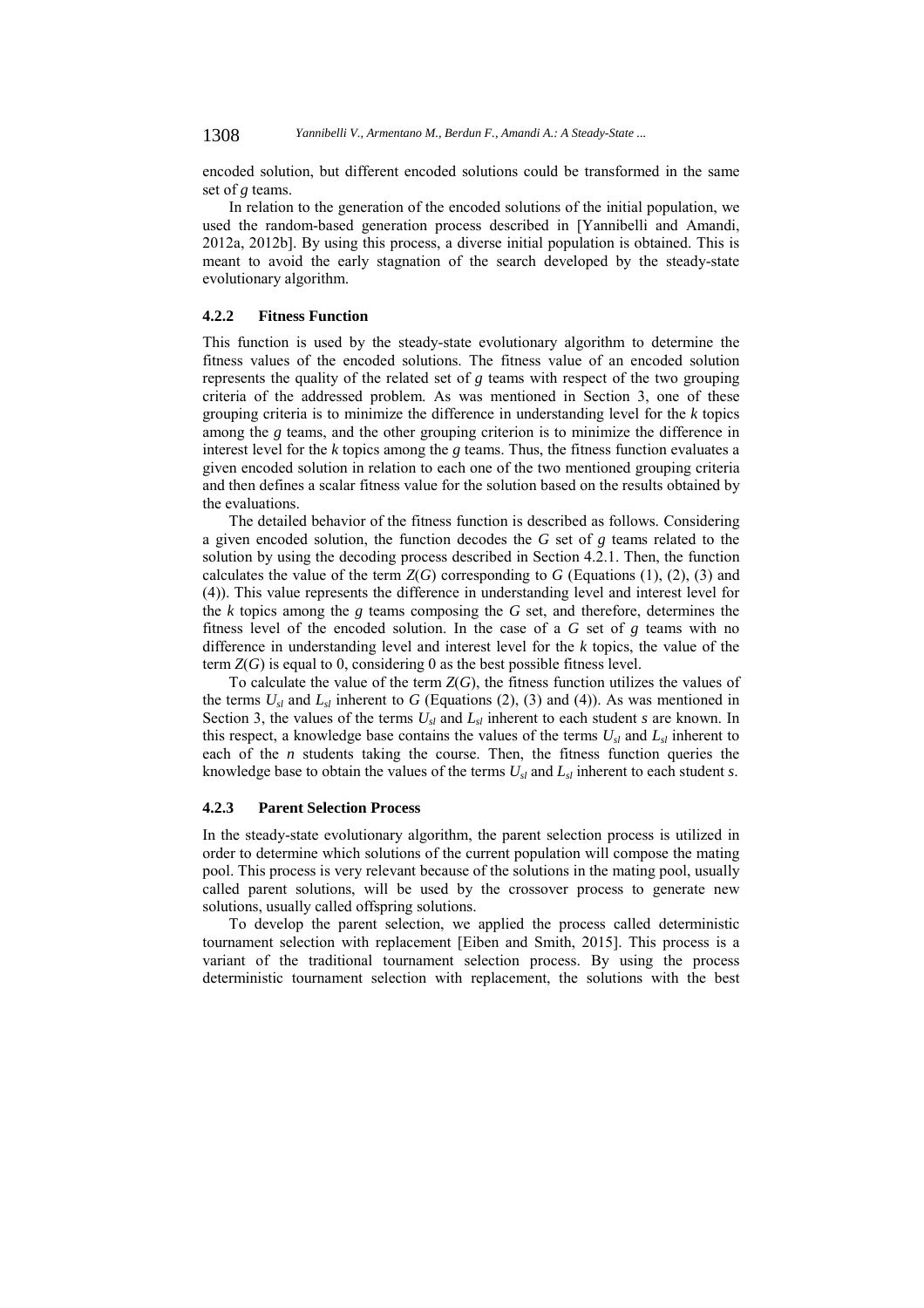encoded solution, but different encoded solutions could be transformed in the same set of $g$ teams.

In relation to the generation of the encoded solutions of the initial population, we used the random-based generation process described in [Yannibelli and Amandi, 2012a, 2012b]. By using this process, a diverse initial population is obtained. This is meant to avoid the early stagnation of the search developed by the steady-state evolutionary algorithm.

#### 4.2.2 Fitness Function

This function is used by the steady-state evolutionary algorithm to determine the fitness values of the encoded solutions. The fitness value of an encoded solution represents the quality of the related set of $g$ teams with respect of the two grouping criteria of the addressed problem. As was mentioned in Section 3, one of these grouping criteria is to minimize the difference in understanding level for the $k$ topics among the $g$ teams, and the other grouping criterion is to minimize the difference in interest level for the $k$ topics among the $g$ teams. Thus, the fitness function evaluates a given encoded solution in relation to each one of the two mentioned grouping criteria and then defines a scalar fitness value for the solution based on the results obtained by the evaluations.

The detailed behavior of the fitness function is described as follows. Considering a given encoded solution, the function decodes the $G$ set of $g$ teams related to the solution by using the decoding process described in Section 4.2.1. Then, the function calculates the value of the term $Z(G)$ corresponding to $G$ (Equations (1), (2), (3) and (4)). This value represents the difference in understanding level and interest level for the $k$ topics among the $g$ teams composing the $G$ set, and therefore, determines the fitness level of the encoded solution. In the case of a $G$ set of $g$ teams with no difference in understanding level and interest level for the $k$ topics, the value of the term $Z(G)$ is equal to 0, considering 0 as the best possible fitness level.

To calculate the value of the term $Z(G)$, the fitness function utilizes the values of the terms $U_{sl}$ and $L_{sl}$ inherent to $G$ (Equations (2), (3) and (4)). As was mentioned in Section 3, the values of the terms $U_{sl}$ and $L_{sl}$ inherent to each student $s$ are known. In this respect, a knowledge base contains the values of the terms $U_{sl}$ and $L_{sl}$ inherent to each of the $n$ students taking the course. Then, the fitness function queries the knowledge base to obtain the values of the terms $U_{sl}$ and $L_{sl}$ inherent to each student $s$.

#### 4.2.3 Parent Selection Process

In the steady-state evolutionary algorithm, the parent selection process is utilized in order to determine which solutions of the current population will compose the mating pool. This process is very relevant because of the solutions in the mating pool, usually called parent solutions, will be used by the crossover process to generate new solutions, usually called offspring solutions.

To develop the parent selection, we applied the process called deterministic tournament selection with replacement [Eiben and Smith, 2015]. This process is a variant of the traditional tournament selection process. By using the process deterministic tournament selection with replacement, the solutions with the best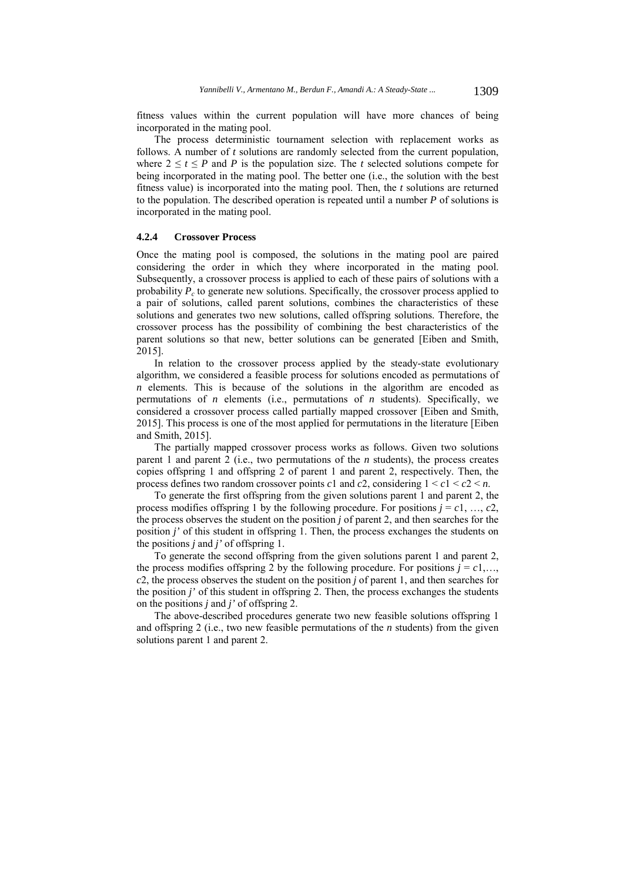fitness values within the current population will have more chances of being incorporated in the mating pool.

The process deterministic tournament selection with replacement works as follows. A number of $t$ solutions are randomly selected from the current population, where $2 \leq t \leq P$ and $P$ is the population size. The $t$ selected solutions compete for being incorporated in the mating pool. The better one (i.e., the solution with the best fitness value) is incorporated into the mating pool. Then, the $t$ solutions are returned to the population. The described operation is repeated until a number $P$ of solutions is incorporated in the mating pool.

#### 4.2.4 Crossover Process

Once the mating pool is composed, the solutions in the mating pool are paired considering the order in which they where incorporated in the mating pool. Subsequently, a crossover process is applied to each of these pairs of solutions with a probability $P_c$ to generate new solutions. Specifically, the crossover process applied to a pair of solutions, called parent solutions, combines the characteristics of these solutions and generates two new solutions, called offspring solutions. Therefore, the crossover process has the possibility of combining the best characteristics of the parent solutions so that new, better solutions can be generated [Eiben and Smith, 2015].

In relation to the crossover process applied by the steady-state evolutionary algorithm, we considered a feasible process for solutions encoded as permutations of $n$ elements. This is because of the solutions in the algorithm are encoded as permutations of $n$ elements (i.e., permutations of $n$ students). Specifically, we considered a crossover process called partially mapped crossover [Eiben and Smith, 2015]. This process is one of the most applied for permutations in the literature [Eiben and Smith, 2015].

The partially mapped crossover process works as follows. Given two solutions parent 1 and parent 2 (i.e., two permutations of the $n$ students), the process creates copies offspring 1 and offspring 2 of parent 1 and parent 2, respectively. Then, the process defines two random crossover points $c1$ and $c2$, considering $1 < c1 < c2 < n$.

To generate the first offspring from the given solutions parent 1 and parent 2, the process modifies offspring 1 by the following procedure. For positions $j = c1, \ldots, c2$, the process observes the student on the position $j$ of parent 2, and then searches for the position $j'$ of this student in offspring 1. Then, the process exchanges the students on the positions $j$ and $j'$ of offspring 1.

To generate the second offspring from the given solutions parent 1 and parent 2, the process modifies offspring 2 by the following procedure. For positions $j = c1, \ldots, c2$, the process observes the student on the position $j$ of parent 1, and then searches for the position $j'$ of this student in offspring 2. Then, the process exchanges the students on the positions $j$ and $j'$ of offspring 2.

The above-described procedures generate two new feasible solutions offspring 1 and offspring 2 (i.e., two new feasible permutations of the $n$ students) from the given solutions parent 1 and parent 2.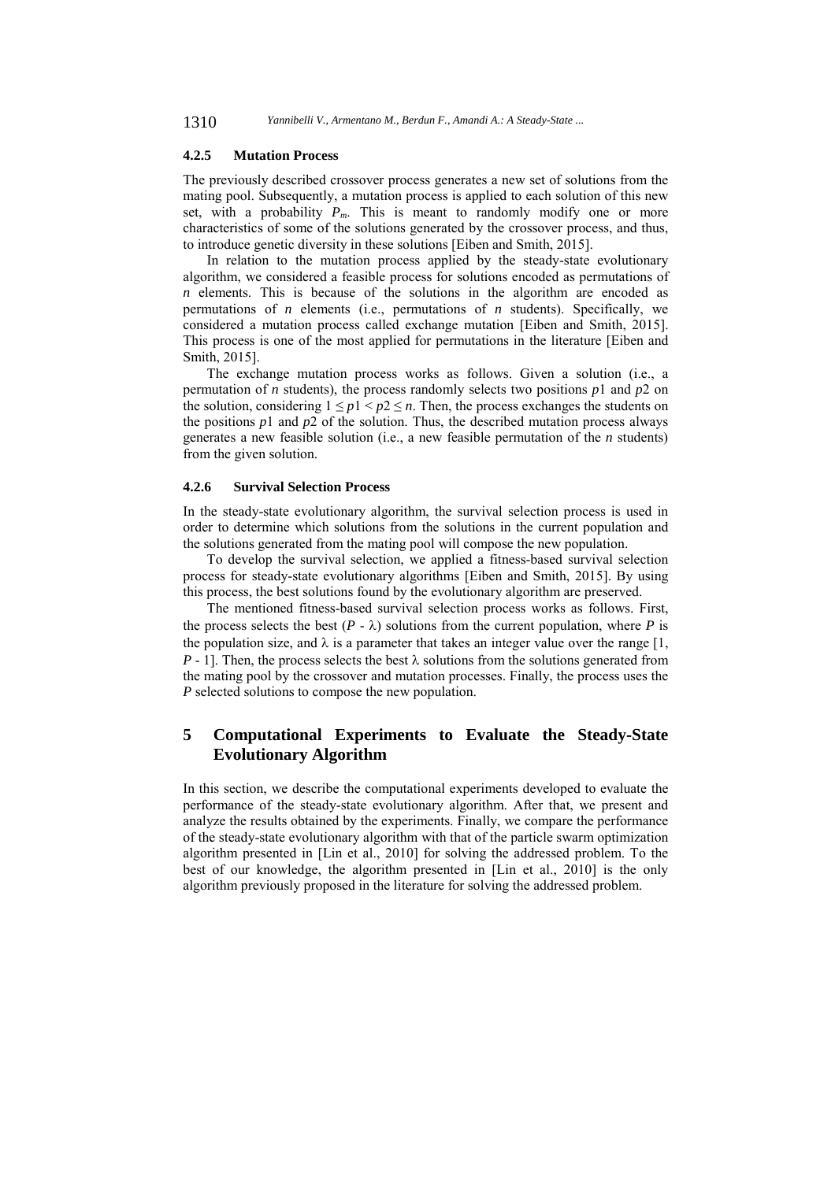#### 4.2.5 Mutation Process

The previously described crossover process generates a new set of solutions from the mating pool. Subsequently, a mutation process is applied to each solution of this new set, with a probability $P_m$. This is meant to randomly modify one or more characteristics of some of the solutions generated by the crossover process, and thus, to introduce genetic diversity in these solutions [Eiben and Smith, 2015].

In relation to the mutation process applied by the steady-state evolutionary algorithm, we considered a feasible process for solutions encoded as permutations of $n$ elements. This is because of the solutions in the algorithm are encoded as permutations of $n$ elements (i.e., permutations of $n$ students). Specifically, we considered a mutation process called exchange mutation [Eiben and Smith, 2015]. This process is one of the most applied for permutations in the literature [Eiben and Smith, 2015].

The exchange mutation process works as follows. Given a solution (i.e., a permutation of $n$ students), the process randomly selects two positions $p1$ and $p2$ on the solution, considering $1 \leq p1 < p2 \leq n$. Then, the process exchanges the students on the positions $p1$ and $p2$ of the solution. Thus, the described mutation process always generates a new feasible solution (i.e., a new feasible permutation of the $n$ students) from the given solution.

#### 4.2.6 Survival Selection Process

In the steady-state evolutionary algorithm, the survival selection process is used in order to determine which solutions from the solutions in the current population and the solutions generated from the mating pool will compose the new population.

To develop the survival selection, we applied a fitness-based survival selection process for steady-state evolutionary algorithms [Eiben and Smith, 2015]. By using this process, the best solutions found by the evolutionary algorithm are preserved.

The mentioned fitness-based survival selection process works as follows. First, the process selects the best ($P$ - $\lambda$) solutions from the current population, where $P$ is the population size, and $\lambda$ is a parameter that takes an integer value over the range [1, $P$ - 1]. Then, the process selects the best $\lambda$ solutions from the solutions generated from the mating pool by the crossover and mutation processes. Finally, the process uses the $P$ selected solutions to compose the new population.

## 5 Computational Experiments to Evaluate the Steady-State Evolutionary Algorithm

In this section, we describe the computational experiments developed to evaluate the performance of the steady-state evolutionary algorithm. After that, we present and analyze the results obtained by the experiments. Finally, we compare the performance of the steady-state evolutionary algorithm with that of the particle swarm optimization algorithm presented in [Lin et al., 2010] for solving the addressed problem. To the best of our knowledge, the algorithm presented in [Lin et al., 2010] is the only algorithm previously proposed in the literature for solving the addressed problem.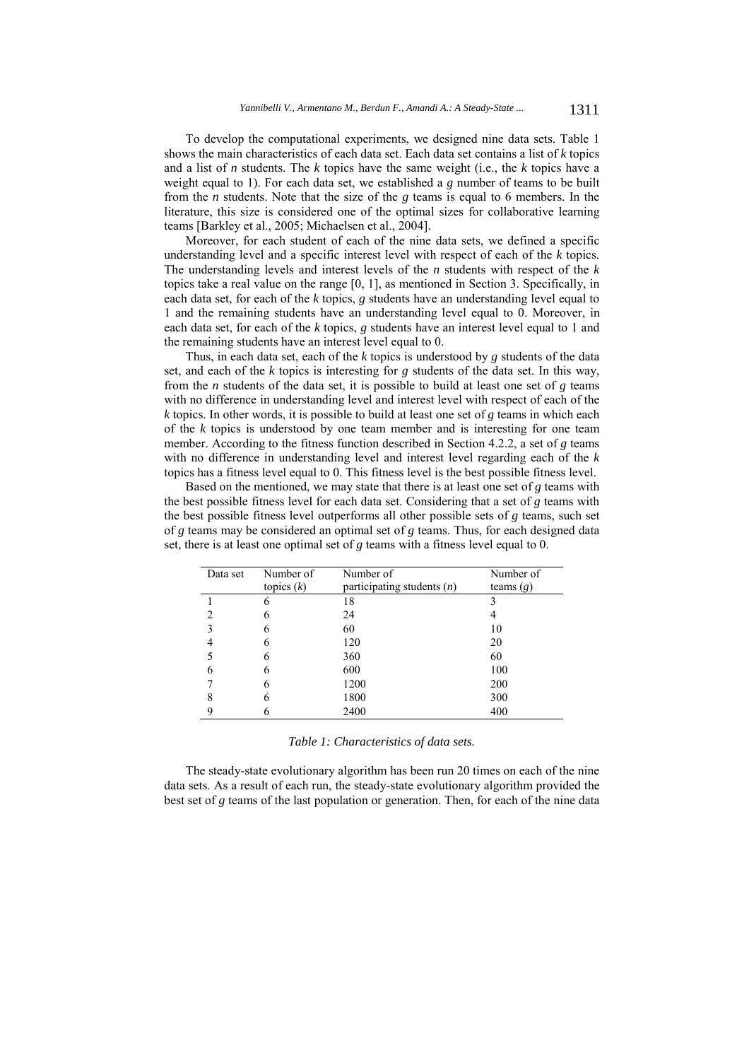To develop the computational experiments, we designed nine data sets. Table 1 shows the main characteristics of each data set. Each data set contains a list of $k$ topics and a list of $n$ students. The $k$ topics have the same weight (i.e., the $k$ topics have a weight equal to 1). For each data set, we established a $g$ number of teams to be built from the $n$ students. Note that the size of the $g$ teams is equal to 6 members. In the literature, this size is considered one of the optimal sizes for collaborative learning teams [Barkley et al., 2005; Michaelsen et al., 2004].

Moreover, for each student of each of the nine data sets, we defined a specific understanding level and a specific interest level with respect of each of the $k$ topics. The understanding levels and interest levels of the $n$ students with respect of the $k$ topics take a real value on the range [0, 1], as mentioned in Section 3. Specifically, in each data set, for each of the $k$ topics, $g$ students have an understanding level equal to 1 and the remaining students have an understanding level equal to 0. Moreover, in each data set, for each of the $k$ topics, $g$ students have an interest level equal to 1 and the remaining students have an interest level equal to 0.

Thus, in each data set, each of the $k$ topics is understood by $g$ students of the data set, and each of the $k$ topics is interesting for $g$ students of the data set. In this way, from the $n$ students of the data set, it is possible to build at least one set of $g$ teams with no difference in understanding level and interest level with respect of each of the $k$ topics. In other words, it is possible to build at least one set of $g$ teams in which each of the $k$ topics is understood by one team member and is interesting for one team member. According to the fitness function described in Section 4.2.2, a set of $g$ teams with no difference in understanding level and interest level regarding each of the $k$ topics has a fitness level equal to 0. This fitness level is the best possible fitness level.

Based on the mentioned, we may state that there is at least one set of $g$ teams with the best possible fitness level for each data set. Considering that a set of $g$ teams with the best possible fitness level outperforms all other possible sets of $g$ teams, such set of $g$ teams may be considered an optimal set of $g$ teams. Thus, for each designed data set, there is at least one optimal set of $g$ teams with a fitness level equal to 0.

| Data set | Number of topics ($k$) | Number of participating students ($n$) | Number of teams ($g$) |
|---|---|---|---|
| 1 | 6 | 18 | 3 |
| 2 | 6 | 24 | 4 |
| 3 | 6 | 60 | 10 |
| 4 | 6 | 120 | 20 |
| 5 | 6 | 360 | 60 |
| 6 | 6 | 600 | 100 |
| 7 | 6 | 1200 | 200 |
| 8 | 6 | 1800 | 300 |
| 9 | 6 | 2400 | 400 |

*Table 1: Characteristics of data sets.*

The steady-state evolutionary algorithm has been run 20 times on each of the nine data sets. As a result of each run, the steady-state evolutionary algorithm provided the best set of $g$ teams of the last population or generation. Then, for each of the nine data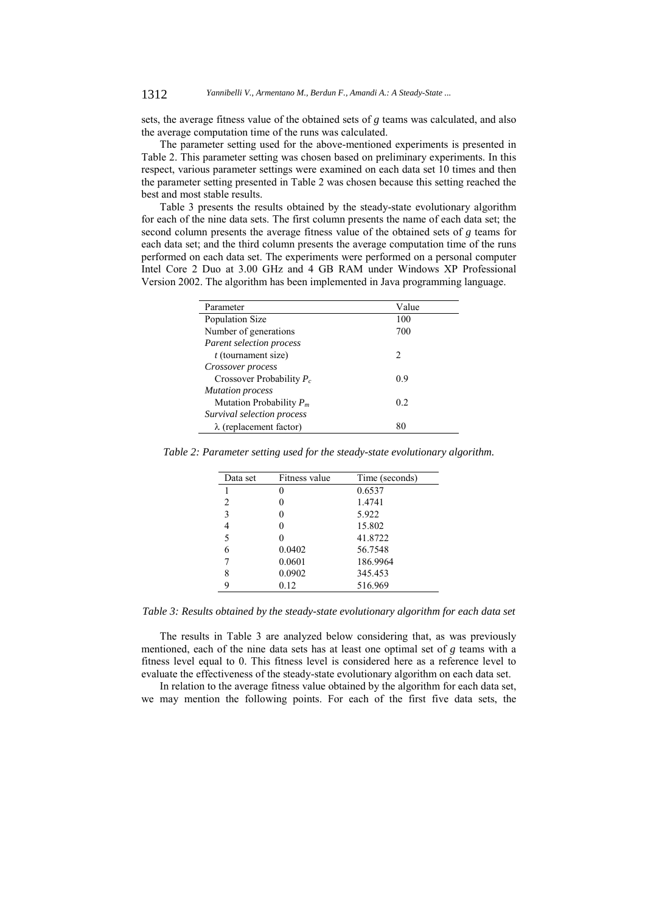sets, the average fitness value of the obtained sets of $g$ teams was calculated, and also the average computation time of the runs was calculated.

The parameter setting used for the above-mentioned experiments is presented in Table 2. This parameter setting was chosen based on preliminary experiments. In this respect, various parameter settings were examined on each data set 10 times and then the parameter setting presented in Table 2 was chosen because this setting reached the best and most stable results.

Table 3 presents the results obtained by the steady-state evolutionary algorithm for each of the nine data sets. The first column presents the name of each data set; the second column presents the average fitness value of the obtained sets of $g$ teams for each data set; and the third column presents the average computation time of the runs performed on each data set. The experiments were performed on a personal computer Intel Core 2 Duo at 3.00 GHz and 4 GB RAM under Windows XP Professional Version 2002. The algorithm has been implemented in Java programming language.

| Parameter | Value |
|---|---|
| Population Size | 100 |
| Number of generations | 700 |
| *Parent selection process* | |
| $t$ (tournament size) | 2 |
| *Crossover process* | |
| Crossover Probability $P_c$ | 0.9 |
| *Mutation process* | |
| Mutation Probability $P_m$ | 0.2 |
| *Survival selection process* | |
| $\lambda$ (replacement factor) | 80 |

*Table 2: Parameter setting used for the steady-state evolutionary algorithm.*

| Data set | Fitness value | Time (seconds) |
|---|---|---|
| 1 | 0 | 0.6537 |
| 2 | 0 | 1.4741 |
| 3 | 0 | 5.922 |
| 4 | 0 | 15.802 |
| 5 | 0 | 41.8722 |
| 6 | 0.0402 | 56.7548 |
| 7 | 0.0601 | 186.9964 |
| 8 | 0.0902 | 345.453 |
| 9 | 0.12 | 516.969 |

*Table 3: Results obtained by the steady-state evolutionary algorithm for each data set*

The results in Table 3 are analyzed below considering that, as was previously mentioned, each of the nine data sets has at least one optimal set of $g$ teams with a fitness level equal to 0. This fitness level is considered here as a reference level to evaluate the effectiveness of the steady-state evolutionary algorithm on each data set.

In relation to the average fitness value obtained by the algorithm for each data set, we may mention the following points. For each of the first five data sets, the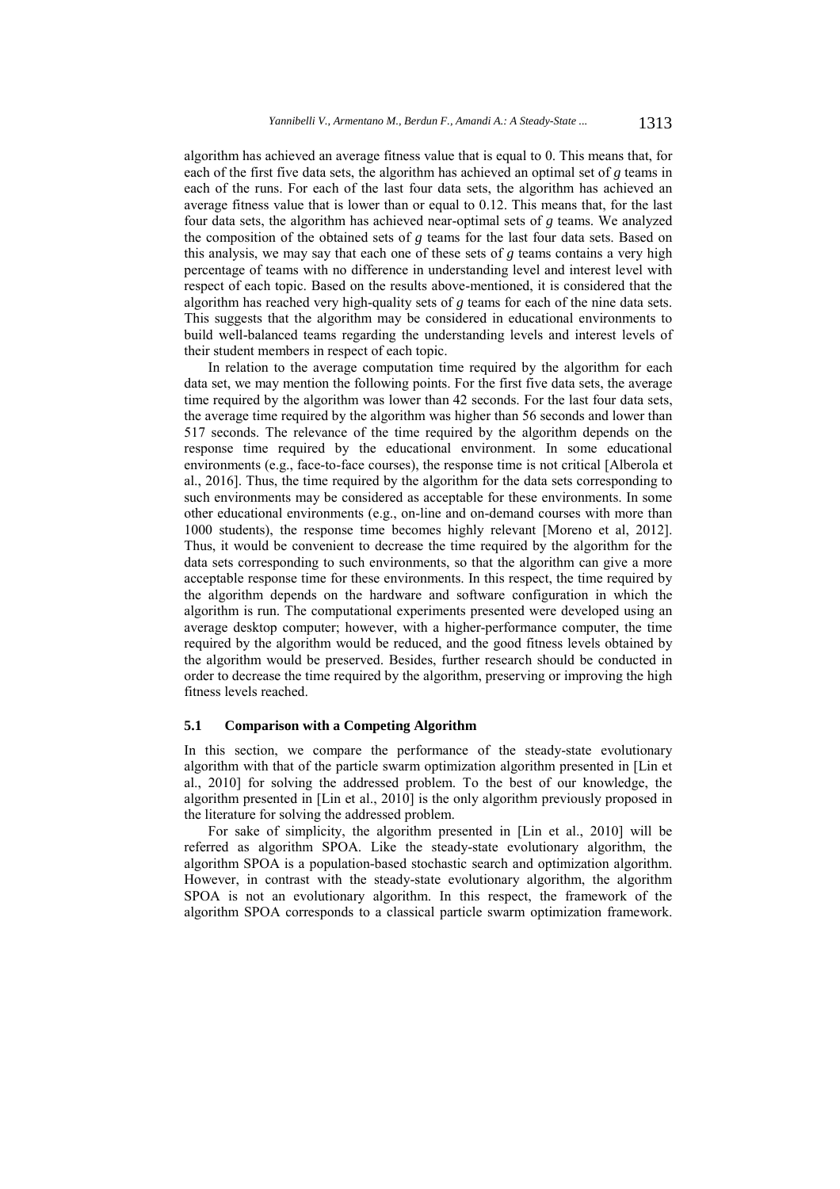algorithm has achieved an average fitness value that is equal to 0. This means that, for each of the first five data sets, the algorithm has achieved an optimal set of $g$ teams in each of the runs. For each of the last four data sets, the algorithm has achieved an average fitness value that is lower than or equal to 0.12. This means that, for the last four data sets, the algorithm has achieved near-optimal sets of $g$ teams. We analyzed the composition of the obtained sets of $g$ teams for the last four data sets. Based on this analysis, we may say that each one of these sets of $g$ teams contains a very high percentage of teams with no difference in understanding level and interest level with respect of each topic. Based on the results above-mentioned, it is considered that the algorithm has reached very high-quality sets of $g$ teams for each of the nine data sets. This suggests that the algorithm may be considered in educational environments to build well-balanced teams regarding the understanding levels and interest levels of their student members in respect of each topic.

In relation to the average computation time required by the algorithm for each data set, we may mention the following points. For the first five data sets, the average time required by the algorithm was lower than 42 seconds. For the last four data sets, the average time required by the algorithm was higher than 56 seconds and lower than 517 seconds. The relevance of the time required by the algorithm depends on the response time required by the educational environment. In some educational environments (e.g., face-to-face courses), the response time is not critical [Alberola et al., 2016]. Thus, the time required by the algorithm for the data sets corresponding to such environments may be considered as acceptable for these environments. In some other educational environments (e.g., on-line and on-demand courses with more than 1000 students), the response time becomes highly relevant [Moreno et al, 2012]. Thus, it would be convenient to decrease the time required by the algorithm for the data sets corresponding to such environments, so that the algorithm can give a more acceptable response time for these environments. In this respect, the time required by the algorithm depends on the hardware and software configuration in which the algorithm is run. The computational experiments presented were developed using an average desktop computer; however, with a higher-performance computer, the time required by the algorithm would be reduced, and the good fitness levels obtained by the algorithm would be preserved. Besides, further research should be conducted in order to decrease the time required by the algorithm, preserving or improving the high fitness levels reached.

### 5.1 Comparison with a Competing Algorithm

In this section, we compare the performance of the steady-state evolutionary algorithm with that of the particle swarm optimization algorithm presented in [Lin et al., 2010] for solving the addressed problem. To the best of our knowledge, the algorithm presented in [Lin et al., 2010] is the only algorithm previously proposed in the literature for solving the addressed problem.

For sake of simplicity, the algorithm presented in [Lin et al., 2010] will be referred as algorithm SPOA. Like the steady-state evolutionary algorithm, the algorithm SPOA is a population-based stochastic search and optimization algorithm. However, in contrast with the steady-state evolutionary algorithm, the algorithm SPOA is not an evolutionary algorithm. In this respect, the framework of the algorithm SPOA corresponds to a classical particle swarm optimization framework.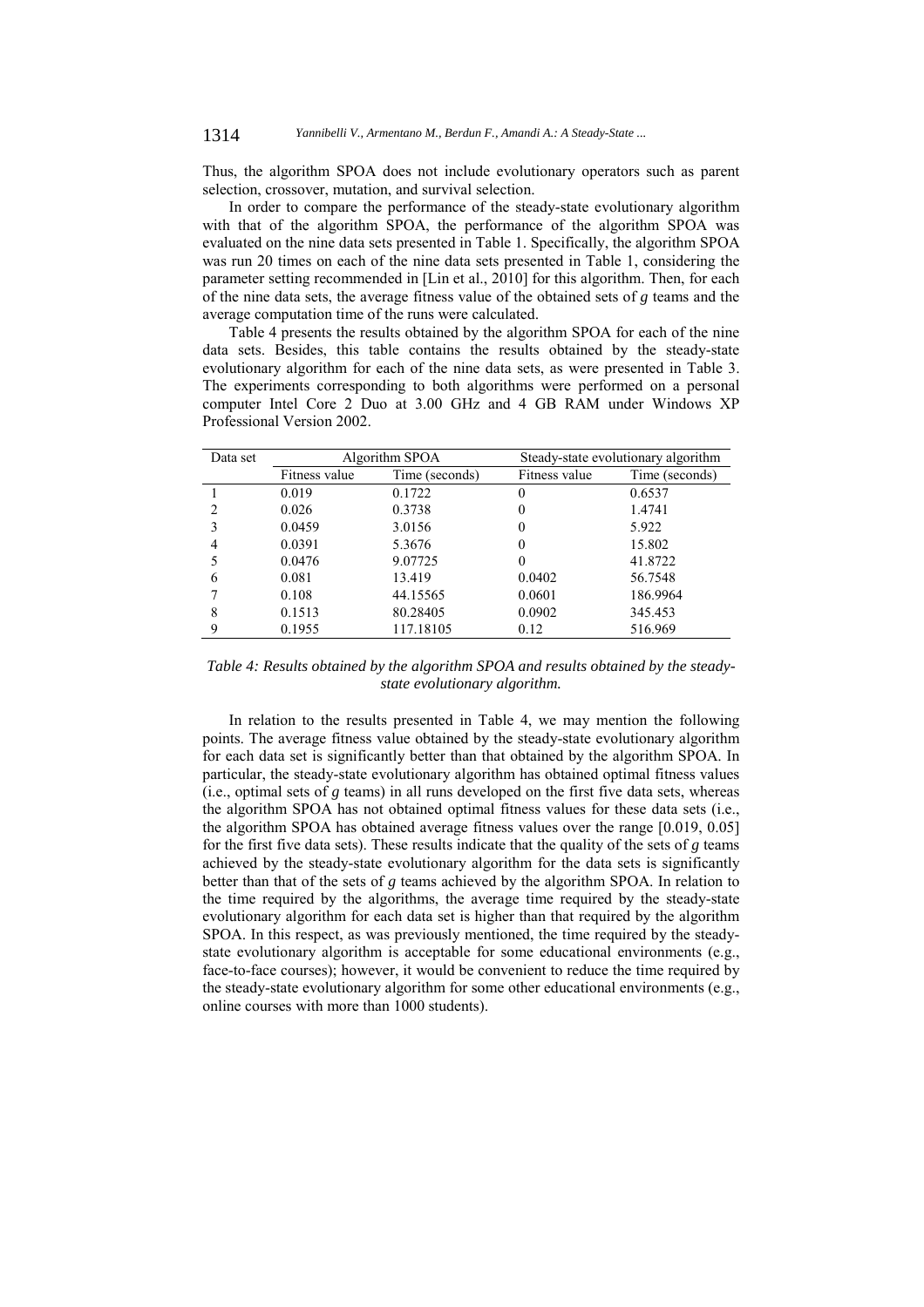Thus, the algorithm SPOA does not include evolutionary operators such as parent selection, crossover, mutation, and survival selection.

In order to compare the performance of the steady-state evolutionary algorithm with that of the algorithm SPOA, the performance of the algorithm SPOA was evaluated on the nine data sets presented in Table 1. Specifically, the algorithm SPOA was run 20 times on each of the nine data sets presented in Table 1, considering the parameter setting recommended in [Lin et al., 2010] for this algorithm. Then, for each of the nine data sets, the average fitness value of the obtained sets of $g$ teams and the average computation time of the runs were calculated.

Table 4 presents the results obtained by the algorithm SPOA for each of the nine data sets. Besides, this table contains the results obtained by the steady-state evolutionary algorithm for each of the nine data sets, as were presented in Table 3. The experiments corresponding to both algorithms were performed on a personal computer Intel Core 2 Duo at 3.00 GHz and 4 GB RAM under Windows XP Professional Version 2002.

| Data set | Algorithm SPOA | | Steady-state evolutionary algorithm | |
|---|---|---|---|---|
| | Fitness value | Time (seconds) | Fitness value | Time (seconds) |
| 1 | 0.019 | 0.1722 | 0 | 0.6537 |
| 2 | 0.026 | 0.3738 | 0 | 1.4741 |
| 3 | 0.0459 | 3.0156 | 0 | 5.922 |
| 4 | 0.0391 | 5.3676 | 0 | 15.802 |
| 5 | 0.0476 | 9.07725 | 0 | 41.8722 |
| 6 | 0.081 | 13.419 | 0.0402 | 56.7548 |
| 7 | 0.108 | 44.15565 | 0.0601 | 186.9964 |
| 8 | 0.1513 | 80.28405 | 0.0902 | 345.453 |
| 9 | 0.1955 | 117.18105 | 0.12 | 516.969 |

*Table 4: Results obtained by the algorithm SPOA and results obtained by the steady-state evolutionary algorithm.*

In relation to the results presented in Table 4, we may mention the following points. The average fitness value obtained by the steady-state evolutionary algorithm for each data set is significantly better than that obtained by the algorithm SPOA. In particular, the steady-state evolutionary algorithm has obtained optimal fitness values (i.e., optimal sets of $g$ teams) in all runs developed on the first five data sets, whereas the algorithm SPOA has not obtained optimal fitness values for these data sets (i.e., the algorithm SPOA has obtained average fitness values over the range [0.019, 0.05] for the first five data sets). These results indicate that the quality of the sets of $g$ teams achieved by the steady-state evolutionary algorithm for the data sets is significantly better than that of the sets of $g$ teams achieved by the algorithm SPOA. In relation to the time required by the algorithms, the average time required by the steady-state evolutionary algorithm for each data set is higher than that required by the algorithm SPOA. In this respect, as was previously mentioned, the time required by the steady-state evolutionary algorithm is acceptable for some educational environments (e.g., face-to-face courses); however, it would be convenient to reduce the time required by the steady-state evolutionary algorithm for some other educational environments (e.g., online courses with more than 1000 students).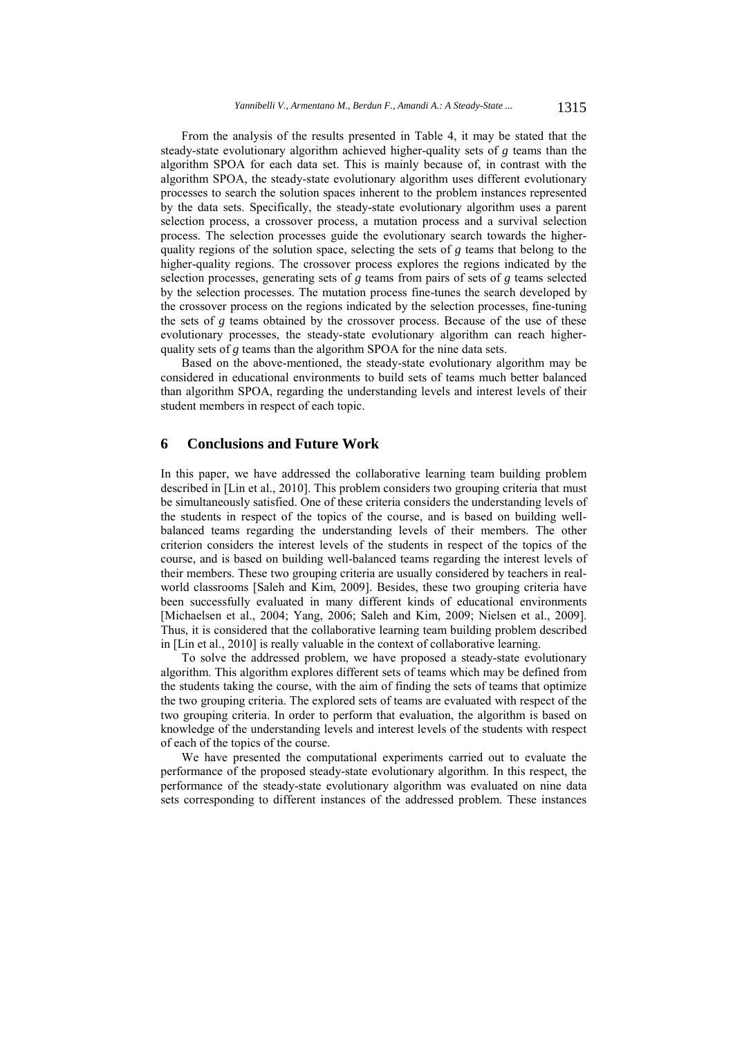From the analysis of the results presented in Table 4, it may be stated that the steady-state evolutionary algorithm achieved higher-quality sets of $g$ teams than the algorithm SPOA for each data set. This is mainly because of, in contrast with the algorithm SPOA, the steady-state evolutionary algorithm uses different evolutionary processes to search the solution spaces inherent to the problem instances represented by the data sets. Specifically, the steady-state evolutionary algorithm uses a parent selection process, a crossover process, a mutation process and a survival selection process. The selection processes guide the evolutionary search towards the higher-quality regions of the solution space, selecting the sets of $g$ teams that belong to the higher-quality regions. The crossover process explores the regions indicated by the selection processes, generating sets of $g$ teams from pairs of sets of $g$ teams selected by the selection processes. The mutation process fine-tunes the search developed by the crossover process on the regions indicated by the selection processes, fine-tuning the sets of $g$ teams obtained by the crossover process. Because of the use of these evolutionary processes, the steady-state evolutionary algorithm can reach higher-quality sets of $g$ teams than the algorithm SPOA for the nine data sets.

Based on the above-mentioned, the steady-state evolutionary algorithm may be considered in educational environments to build sets of teams much better balanced than algorithm SPOA, regarding the understanding levels and interest levels of their student members in respect of each topic.

## 6 Conclusions and Future Work

In this paper, we have addressed the collaborative learning team building problem described in [Lin et al., 2010]. This problem considers two grouping criteria that must be simultaneously satisfied. One of these criteria considers the understanding levels of the students in respect of the topics of the course, and is based on building well-balanced teams regarding the understanding levels of their members. The other criterion considers the interest levels of the students in respect of the topics of the course, and is based on building well-balanced teams regarding the interest levels of their members. These two grouping criteria are usually considered by teachers in real-world classrooms [Saleh and Kim, 2009]. Besides, these two grouping criteria have been successfully evaluated in many different kinds of educational environments [Michaelsen et al., 2004; Yang, 2006; Saleh and Kim, 2009; Nielsen et al., 2009]. Thus, it is considered that the collaborative learning team building problem described in [Lin et al., 2010] is really valuable in the context of collaborative learning.

To solve the addressed problem, we have proposed a steady-state evolutionary algorithm. This algorithm explores different sets of teams which may be defined from the students taking the course, with the aim of finding the sets of teams that optimize the two grouping criteria. The explored sets of teams are evaluated with respect of the two grouping criteria. In order to perform that evaluation, the algorithm is based on knowledge of the understanding levels and interest levels of the students with respect of each of the topics of the course.

We have presented the computational experiments carried out to evaluate the performance of the proposed steady-state evolutionary algorithm. In this respect, the performance of the steady-state evolutionary algorithm was evaluated on nine data sets corresponding to different instances of the addressed problem. These instances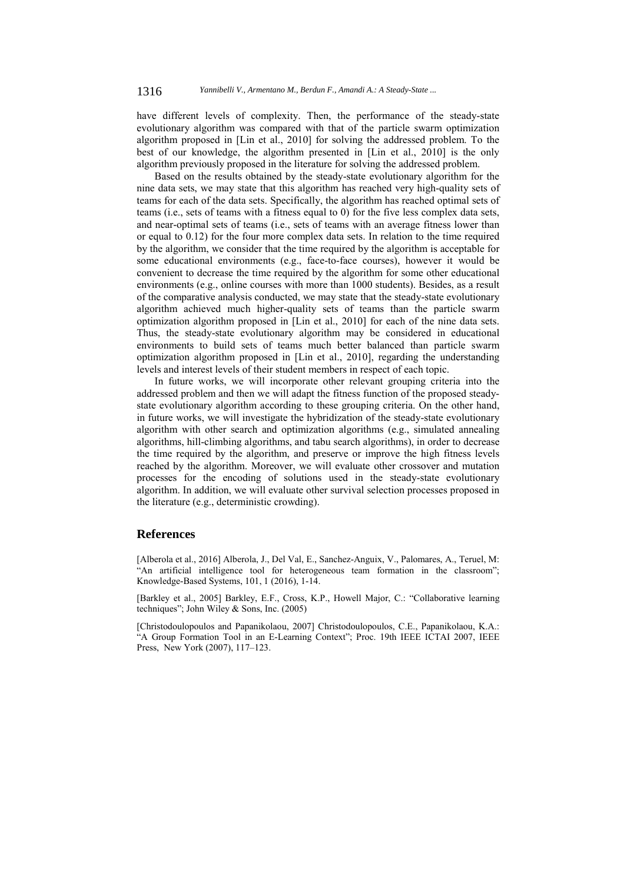have different levels of complexity. Then, the performance of the steady-state evolutionary algorithm was compared with that of the particle swarm optimization algorithm proposed in [Lin et al., 2010] for solving the addressed problem. To the best of our knowledge, the algorithm presented in [Lin et al., 2010] is the only algorithm previously proposed in the literature for solving the addressed problem.

Based on the results obtained by the steady-state evolutionary algorithm for the nine data sets, we may state that this algorithm has reached very high-quality sets of teams for each of the data sets. Specifically, the algorithm has reached optimal sets of teams (i.e., sets of teams with a fitness equal to 0) for the five less complex data sets, and near-optimal sets of teams (i.e., sets of teams with an average fitness lower than or equal to 0.12) for the four more complex data sets. In relation to the time required by the algorithm, we consider that the time required by the algorithm is acceptable for some educational environments (e.g., face-to-face courses), however it would be convenient to decrease the time required by the algorithm for some other educational environments (e.g., online courses with more than 1000 students). Besides, as a result of the comparative analysis conducted, we may state that the steady-state evolutionary algorithm achieved much higher-quality sets of teams than the particle swarm optimization algorithm proposed in [Lin et al., 2010] for each of the nine data sets. Thus, the steady-state evolutionary algorithm may be considered in educational environments to build sets of teams much better balanced than particle swarm optimization algorithm proposed in [Lin et al., 2010], regarding the understanding levels and interest levels of their student members in respect of each topic.

In future works, we will incorporate other relevant grouping criteria into the addressed problem and then we will adapt the fitness function of the proposed steady-state evolutionary algorithm according to these grouping criteria. On the other hand, in future works, we will investigate the hybridization of the steady-state evolutionary algorithm with other search and optimization algorithms (e.g., simulated annealing algorithms, hill-climbing algorithms, and tabu search algorithms), in order to decrease the time required by the algorithm, and preserve or improve the high fitness levels reached by the algorithm. Moreover, we will evaluate other crossover and mutation processes for the encoding of solutions used in the steady-state evolutionary algorithm. In addition, we will evaluate other survival selection processes proposed in the literature (e.g., deterministic crowding).

## References

[Alberola et al., 2016] Alberola, J., Del Val, E., Sanchez-Anguix, V., Palomares, A., Teruel, M: "An artificial intelligence tool for heterogeneous team formation in the classroom"; Knowledge-Based Systems, 101, 1 (2016), 1-14.

[Barkley et al., 2005] Barkley, E.F., Cross, K.P., Howell Major, C.: "Collaborative learning techniques"; John Wiley & Sons, Inc. (2005)

[Christodoulopoulos and Papanikolaou, 2007] Christodoulopoulos, C.E., Papanikolaou, K.A.: "A Group Formation Tool in an E-Learning Context"; Proc. 19th IEEE ICTAI 2007, IEEE Press, New York (2007), 117–123.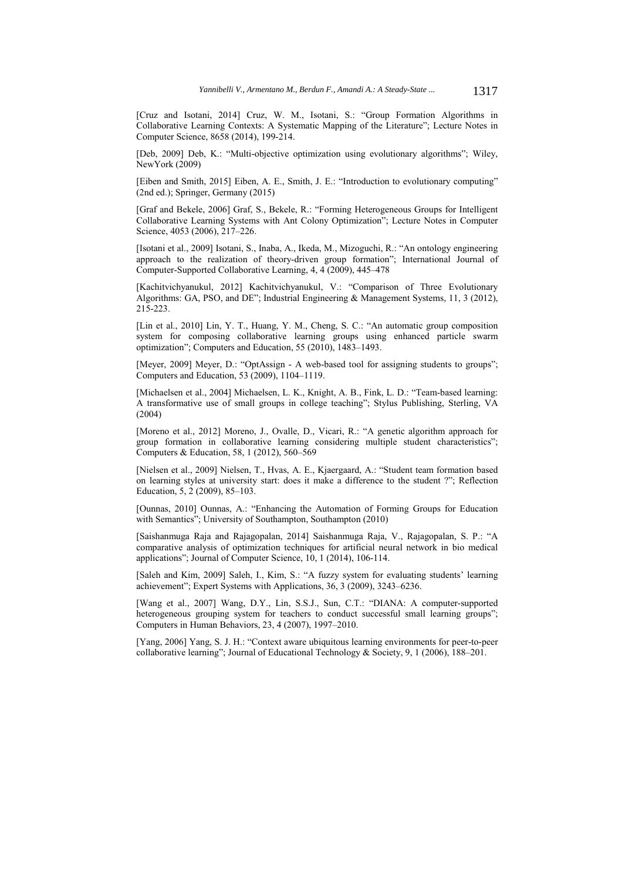[Cruz and Isotani, 2014] Cruz, W. M., Isotani, S.: "Group Formation Algorithms in Collaborative Learning Contexts: A Systematic Mapping of the Literature"; Lecture Notes in Computer Science, 8658 (2014), 199-214.

[Deb, 2009] Deb, K.: "Multi-objective optimization using evolutionary algorithms"; Wiley, NewYork (2009)

[Eiben and Smith, 2015] Eiben, A. E., Smith, J. E.: "Introduction to evolutionary computing" (2nd ed.); Springer, Germany (2015)

[Graf and Bekele, 2006] Graf, S., Bekele, R.: "Forming Heterogeneous Groups for Intelligent Collaborative Learning Systems with Ant Colony Optimization"; Lecture Notes in Computer Science, 4053 (2006), 217–226.

[Isotani et al., 2009] Isotani, S., Inaba, A., Ikeda, M., Mizoguchi, R.: "An ontology engineering approach to the realization of theory-driven group formation"; International Journal of Computer-Supported Collaborative Learning, 4, 4 (2009), 445–478

[Kachitvichyanukul, 2012] Kachitvichyanukul, V.: "Comparison of Three Evolutionary Algorithms: GA, PSO, and DE"; Industrial Engineering & Management Systems, 11, 3 (2012), 215-223.

[Lin et al., 2010] Lin, Y. T., Huang, Y. M., Cheng, S. C.: "An automatic group composition system for composing collaborative learning groups using enhanced particle swarm optimization"; Computers and Education, 55 (2010), 1483–1493.

[Meyer, 2009] Meyer, D.: "OptAssign - A web-based tool for assigning students to groups"; Computers and Education, 53 (2009), 1104–1119.

[Michaelsen et al., 2004] Michaelsen, L. K., Knight, A. B., Fink, L. D.: "Team-based learning: A transformative use of small groups in college teaching"; Stylus Publishing, Sterling, VA (2004)

[Moreno et al., 2012] Moreno, J., Ovalle, D., Vicari, R.: "A genetic algorithm approach for group formation in collaborative learning considering multiple student characteristics"; Computers & Education, 58, 1 (2012), 560–569

[Nielsen et al., 2009] Nielsen, T., Hvas, A. E., Kjaergaard, A.: "Student team formation based on learning styles at university start: does it make a difference to the student ?"; Reflection Education, 5, 2 (2009), 85–103.

[Ounnas, 2010] Ounnas, A.: "Enhancing the Automation of Forming Groups for Education with Semantics"; University of Southampton, Southampton (2010)

[Saishanmuga Raja and Rajagopalan, 2014] Saishanmuga Raja, V., Rajagopalan, S. P.: "A comparative analysis of optimization techniques for artificial neural network in bio medical applications"; Journal of Computer Science, 10, 1 (2014), 106-114.

[Saleh and Kim, 2009] Saleh, I., Kim, S.: "A fuzzy system for evaluating students' learning achievement"; Expert Systems with Applications, 36, 3 (2009), 3243–6236.

[Wang et al., 2007] Wang, D.Y., Lin, S.S.J., Sun, C.T.: "DIANA: A computer-supported heterogeneous grouping system for teachers to conduct successful small learning groups"; Computers in Human Behaviors, 23, 4 (2007), 1997–2010.

[Yang, 2006] Yang, S. J. H.: "Context aware ubiquitous learning environments for peer-to-peer collaborative learning"; Journal of Educational Technology & Society, 9, 1 (2006), 188–201.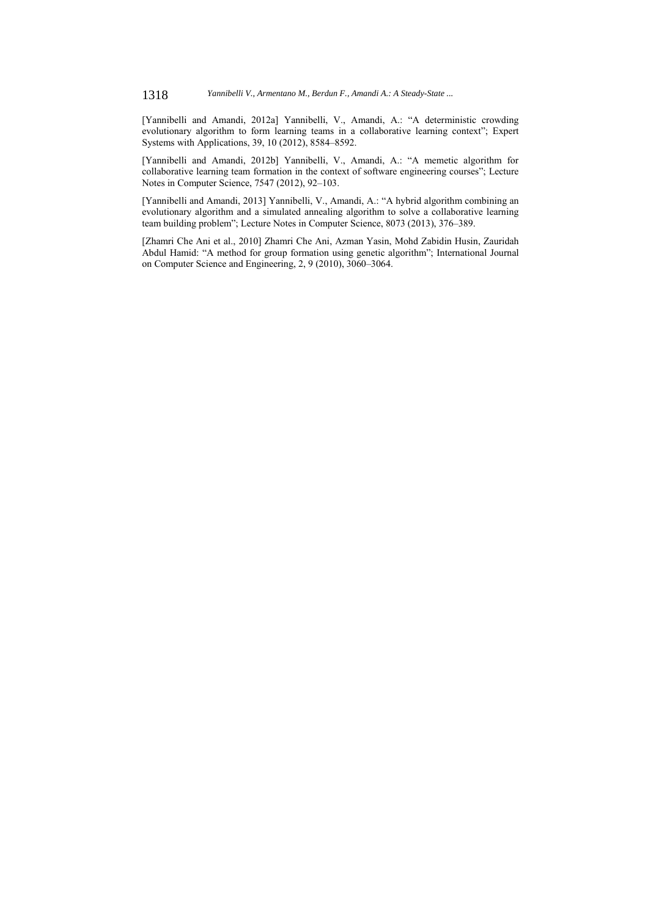[Yannibelli and Amandi, 2012a] Yannibelli, V., Amandi, A.: "A deterministic crowding evolutionary algorithm to form learning teams in a collaborative learning context"; Expert Systems with Applications, 39, 10 (2012), 8584–8592.

[Yannibelli and Amandi, 2012b] Yannibelli, V., Amandi, A.: "A memetic algorithm for collaborative learning team formation in the context of software engineering courses"; Lecture Notes in Computer Science, 7547 (2012), 92–103.

[Yannibelli and Amandi, 2013] Yannibelli, V., Amandi, A.: "A hybrid algorithm combining an evolutionary algorithm and a simulated annealing algorithm to solve a collaborative learning team building problem"; Lecture Notes in Computer Science, 8073 (2013), 376–389.

[Zhamri Che Ani et al., 2010] Zhamri Che Ani, Azman Yasin, Mohd Zabidin Husin, Zauridah Abdul Hamid: "A method for group formation using genetic algorithm"; International Journal on Computer Science and Engineering, 2, 9 (2010), 3060–3064.